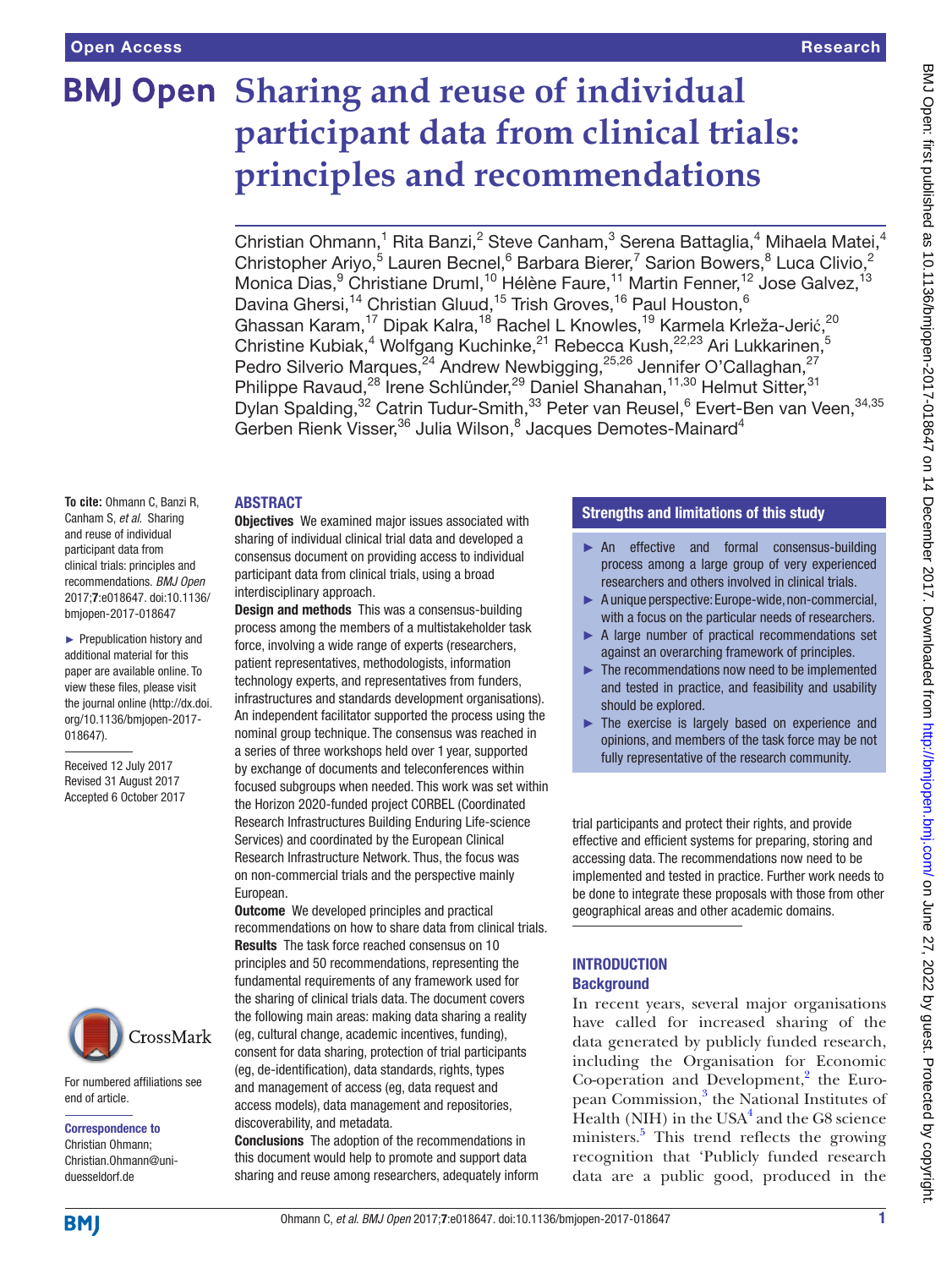# Sharing and reuse of individual participant data from clinical trials: principles and recommendations

Christian Ohmann,[1] Rita Banzi,[2] Steve Canham,[3] Serena Battaglia,[4] Mihaela Matei,[4] Christopher Ariyo,[5] Lauren Becnel,[6] Barbara Bierer,[7] Sarion Bowers,[8] Luca Clivio,[2] Monica Dias,[9] Christiane Druml,[10] Hélène Faure,[11] Martin Fenner,[12] Jose Galvez,[13] Davina Ghersi,[14] Christian Gluud,[15] Trish Groves,[16] Paul Houston,[6] Ghassan Karam,[17] Dipak Kalra,[18] Rachel L Knowles,[19] Karmela Krleža-Jerić,[20] Christine Kubiak,[4] Wolfgang Kuchinke,[21] Rebecca Kush,[22,23] Ari Lukkarinen,[5] Pedro Silverio Marques,[24] Andrew Newbigging,[25,26] Jennifer O'Callaghan,[27] Philippe Ravaud,[28] Irene Schlünder,[29] Daniel Shanahan,[11,30] Helmut Sitter,[31] Dylan Spalding,[32] Catrin Tudur-Smith,[33] Peter van Reusel,[6] Evert-Ben van Veen,[34,35] Gerben Rienk Visser,[36] Julia Wilson,[8] Jacques Demotes-Mainard[4]

**To cite:** Ohmann C, Banzi R, Canham S, *et al*. Sharing and reuse of individual participant data from clinical trials: principles and recommendations. *BMJ Open* 2017;**7**:e018647. doi:10.1136/bmjopen-2017-018647

► Prepublication history and additional material for this paper are available online. To view these files, please visit the journal online (http://dx.doi.org/10.1136/bmjopen-2017-018647).

Received 12 July 2017
Revised 31 August 2017
Accepted 6 October 2017

For numbered affiliations see end of article.

**Correspondence to**
Christian Ohmann;
Christian.Ohmann@uni-duesseldorf.de

## ABSTRACT

**Objectives** We examined major issues associated with sharing of individual clinical trial data and developed a consensus document on providing access to individual participant data from clinical trials, using a broad interdisciplinary approach.

**Design and methods** This was a consensus-building process among the members of a multistakeholder task force, involving a wide range of experts (researchers, patient representatives, methodologists, information technology experts, and representatives from funders, infrastructures and standards development organisations). An independent facilitator supported the process using the nominal group technique. The consensus was reached in a series of three workshops held over 1 year, supported by exchange of documents and teleconferences within focused subgroups when needed. This work was set within the Horizon 2020-funded project CORBEL (Coordinated Research Infrastructures Building Enduring Life-science Services) and coordinated by the European Clinical Research Infrastructure Network. Thus, the focus was on non-commercial trials and the perspective mainly European.

**Outcome** We developed principles and practical recommendations on how to share data from clinical trials.

**Results** The task force reached consensus on 10 principles and 50 recommendations, representing the fundamental requirements of any framework used for the sharing of clinical trials data. The document covers the following main areas: making data sharing a reality (eg, cultural change, academic incentives, funding), consent for data sharing, protection of trial participants (eg, de-identification), data standards, rights, types and management of access (eg, data request and access models), data management and repositories, discoverability, and metadata.

**Conclusions** The adoption of the recommendations in this document would help to promote and support data sharing and reuse among researchers, adequately inform trial participants and protect their rights, and provide effective and efficient systems for preparing, storing and accessing data. The recommendations now need to be implemented and tested in practice. Further work needs to be done to integrate these proposals with those from other geographical areas and other academic domains.

## Strengths and limitations of this study

- ► An effective and formal consensus-building process among a large group of very experienced researchers and others involved in clinical trials.
- ► A unique perspective: Europe-wide, non-commercial, with a focus on the particular needs of researchers.
- ► A large number of practical recommendations set against an overarching framework of principles.
- ► The recommendations now need to be implemented and tested in practice, and feasibility and usability should be explored.
- ► The exercise is largely based on experience and opinions, and members of the task force may be not fully representative of the research community.

## INTRODUCTION

### Background

In recent years, several major organisations have called for increased sharing of the data generated by publicly funded research, including the Organisation for Economic Co-operation and Development,[2] the European Commission,[3] the National Institutes of Health (NIH) in the USA[4] and the G8 science ministers.[5] This trend reflects the growing recognition that 'Publicly funded research data are a public good, produced in the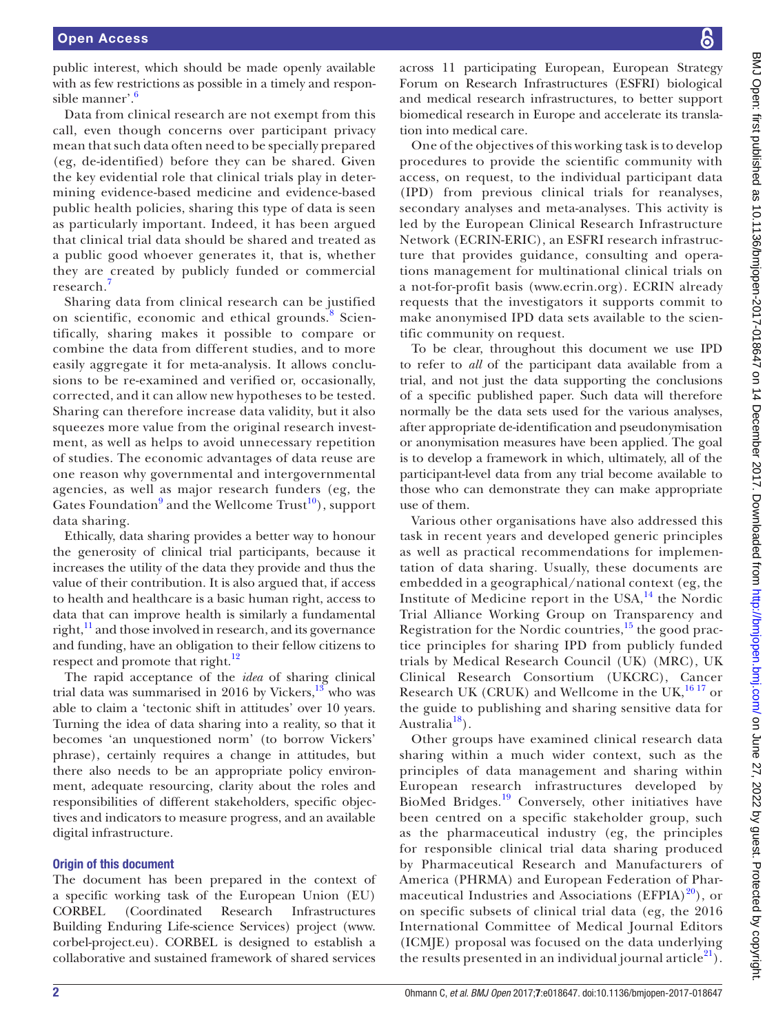public interest, which should be made openly available with as few restrictions as possible in a timely and responsible manner'.[6]

Data from clinical research are not exempt from this call, even though concerns over participant privacy mean that such data often need to be specially prepared (eg, de-identified) before they can be shared. Given the key evidential role that clinical trials play in determining evidence-based medicine and evidence-based public health policies, sharing this type of data is seen as particularly important. Indeed, it has been argued that clinical trial data should be shared and treated as a public good whoever generates it, that is, whether they are created by publicly funded or commercial research.[7]

Sharing data from clinical research can be justified on scientific, economic and ethical grounds.[8] Scientifically, sharing makes it possible to compare or combine the data from different studies, and to more easily aggregate it for meta-analysis. It allows conclusions to be re-examined and verified or, occasionally, corrected, and it can allow new hypotheses to be tested. Sharing can therefore increase data validity, but it also squeezes more value from the original research investment, as well as helps to avoid unnecessary repetition of studies. The economic advantages of data reuse are one reason why governmental and intergovernmental agencies, as well as major research funders (eg, the Gates Foundation[9] and the Wellcome Trust[10]), support data sharing.

Ethically, data sharing provides a better way to honour the generosity of clinical trial participants, because it increases the utility of the data they provide and thus the value of their contribution. It is also argued that, if access to health and healthcare is a basic human right, access to data that can improve health is similarly a fundamental right,[11] and those involved in research, and its governance and funding, have an obligation to their fellow citizens to respect and promote that right.[12]

The rapid acceptance of the *idea* of sharing clinical trial data was summarised in 2016 by Vickers,[13] who was able to claim a 'tectonic shift in attitudes' over 10 years. Turning the idea of data sharing into a reality, so that it becomes 'an unquestioned norm' (to borrow Vickers' phrase), certainly requires a change in attitudes, but there also needs to be an appropriate policy environment, adequate resourcing, clarity about the roles and responsibilities of different stakeholders, specific objectives and indicators to measure progress, and an available digital infrastructure.

### Origin of this document

The document has been prepared in the context of a specific working task of the European Union (EU) CORBEL (Coordinated Research Infrastructures Building Enduring Life-science Services) project (www.corbel-project.eu). CORBEL is designed to establish a collaborative and sustained framework of shared services across 11 participating European, European Strategy Forum on Research Infrastructures (ESFRI) biological and medical research infrastructures, to better support biomedical research in Europe and accelerate its translation into medical care.

One of the objectives of this working task is to develop procedures to provide the scientific community with access, on request, to the individual participant data (IPD) from previous clinical trials for reanalyses, secondary analyses and meta-analyses. This activity is led by the European Clinical Research Infrastructure Network (ECRIN-ERIC), an ESFRI research infrastructure that provides guidance, consulting and operations management for multinational clinical trials on a not-for-profit basis (www.ecrin.org). ECRIN already requests that the investigators it supports commit to make anonymised IPD data sets available to the scientific community on request.

To be clear, throughout this document we use IPD to refer to *all* of the participant data available from a trial, and not just the data supporting the conclusions of a specific published paper. Such data will therefore normally be the data sets used for the various analyses, after appropriate de-identification and pseudonymisation or anonymisation measures have been applied. The goal is to develop a framework in which, ultimately, all of the participant-level data from any trial become available to those who can demonstrate they can make appropriate use of them.

Various other organisations have also addressed this task in recent years and developed generic principles as well as practical recommendations for implementation of data sharing. Usually, these documents are embedded in a geographical/national context (eg, the Institute of Medicine report in the USA,[14] the Nordic Trial Alliance Working Group on Transparency and Registration for the Nordic countries,[15] the good practice principles for sharing IPD from publicly funded trials by Medical Research Council (UK) (MRC), UK Clinical Research Consortium (UKCRC), Cancer Research UK (CRUK) and Wellcome in the UK,[16 17] or the guide to publishing and sharing sensitive data for Australia[18]).

Other groups have examined clinical research data sharing within a much wider context, such as the principles of data management and sharing within European research infrastructures developed by BioMed Bridges.[19] Conversely, other initiatives have been centred on a specific stakeholder group, such as the pharmaceutical industry (eg, the principles for responsible clinical trial data sharing produced by Pharmaceutical Research and Manufacturers of America (PHRMA) and European Federation of Pharmaceutical Industries and Associations (EFPIA)[20]), or on specific subsets of clinical trial data (eg, the 2016 International Committee of Medical Journal Editors (ICMJE) proposal was focused on the data underlying the results presented in an individual journal article[21]).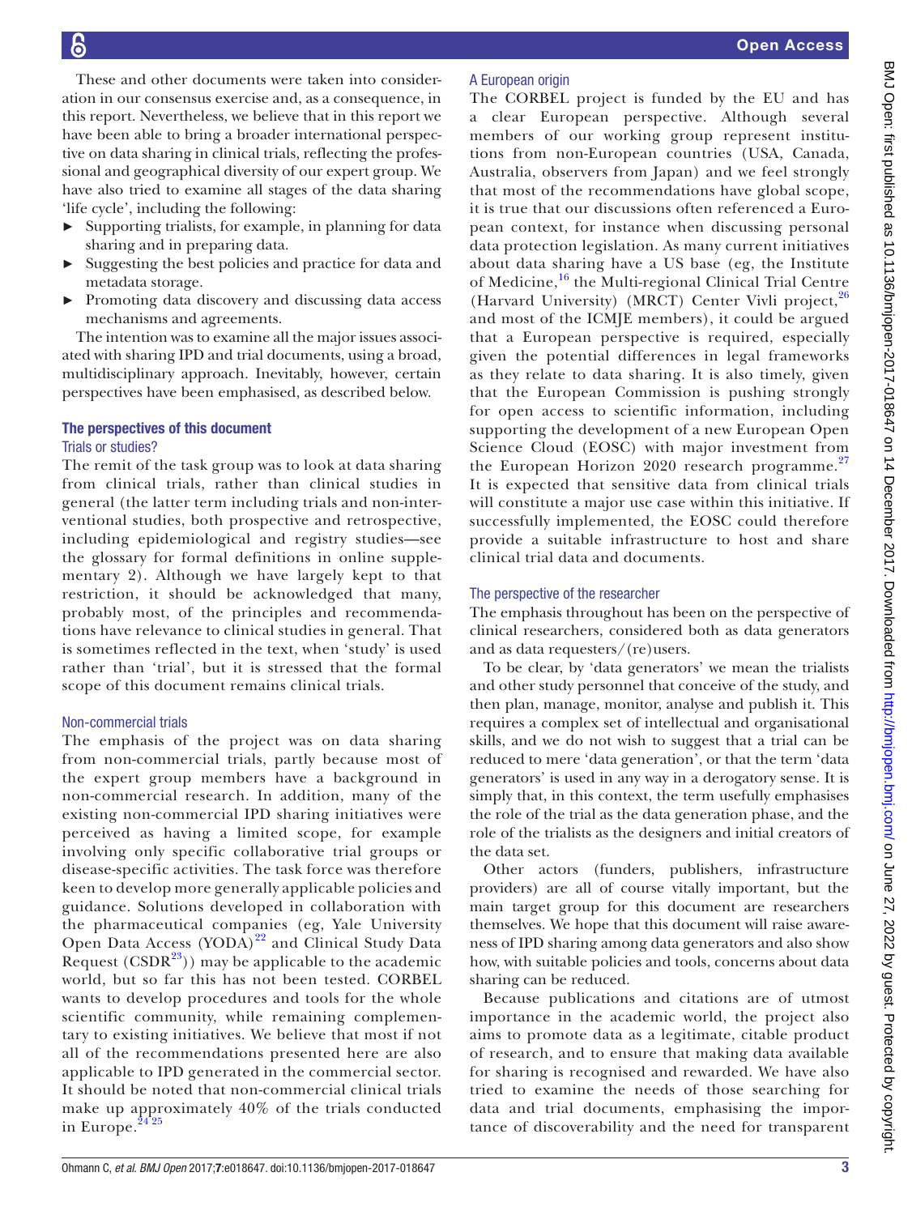These and other documents were taken into consideration in our consensus exercise and, as a consequence, in this report. Nevertheless, we believe that in this report we have been able to bring a broader international perspective on data sharing in clinical trials, reflecting the professional and geographical diversity of our expert group. We have also tried to examine all stages of the data sharing 'life cycle', including the following:

- Supporting trialists, for example, in planning for data sharing and in preparing data.
- Suggesting the best policies and practice for data and metadata storage.
- Promoting data discovery and discussing data access mechanisms and agreements.

The intention was to examine all the major issues associated with sharing IPD and trial documents, using a broad, multidisciplinary approach. Inevitably, however, certain perspectives have been emphasised, as described below.

## The perspectives of this document

### Trials or studies?

The remit of the task group was to look at data sharing from clinical trials, rather than clinical studies in general (the latter term including trials and non-interventional studies, both prospective and retrospective, including epidemiological and registry studies—see the glossary for formal definitions in online supplementary 2). Although we have largely kept to that restriction, it should be acknowledged that many, probably most, of the principles and recommendations have relevance to clinical studies in general. That is sometimes reflected in the text, when 'study' is used rather than 'trial', but it is stressed that the formal scope of this document remains clinical trials.

### Non-commercial trials

The emphasis of the project was on data sharing from non-commercial trials, partly because most of the expert group members have a background in non-commercial research. In addition, many of the existing non-commercial IPD sharing initiatives were perceived as having a limited scope, for example involving only specific collaborative trial groups or disease-specific activities. The task force was therefore keen to develop more generally applicable policies and guidance. Solutions developed in collaboration with the pharmaceutical companies (eg, Yale University Open Data Access (YODA)[22] and Clinical Study Data Request (CSDR[23])) may be applicable to the academic world, but so far this has not been tested. CORBEL wants to develop procedures and tools for the whole scientific community, while remaining complementary to existing initiatives. We believe that most if not all of the recommendations presented here are also applicable to IPD generated in the commercial sector. It should be noted that non-commercial clinical trials make up approximately 40% of the trials conducted in Europe.[24,25]

### A European origin

The CORBEL project is funded by the EU and has a clear European perspective. Although several members of our working group represent institutions from non-European countries (USA, Canada, Australia, observers from Japan) and we feel strongly that most of the recommendations have global scope, it is true that our discussions often referenced a European context, for instance when discussing personal data protection legislation. As many current initiatives about data sharing have a US base (eg, the Institute of Medicine,[16] the Multi-regional Clinical Trial Centre (Harvard University) (MRCT) Center Vivli project,[26] and most of the ICMJE members), it could be argued that a European perspective is required, especially given the potential differences in legal frameworks as they relate to data sharing. It is also timely, given that the European Commission is pushing strongly for open access to scientific information, including supporting the development of a new European Open Science Cloud (EOSC) with major investment from the European Horizon 2020 research programme.[27] It is expected that sensitive data from clinical trials will constitute a major use case within this initiative. If successfully implemented, the EOSC could therefore provide a suitable infrastructure to host and share clinical trial data and documents.

### The perspective of the researcher

The emphasis throughout has been on the perspective of clinical researchers, considered both as data generators and as data requesters/(re)users.

To be clear, by 'data generators' we mean the trialists and other study personnel that conceive of the study, and then plan, manage, monitor, analyse and publish it. This requires a complex set of intellectual and organisational skills, and we do not wish to suggest that a trial can be reduced to mere 'data generation', or that the term 'data generators' is used in any way in a derogatory sense. It is simply that, in this context, the term usefully emphasises the role of the trial as the data generation phase, and the role of the trialists as the designers and initial creators of the data set.

Other actors (funders, publishers, infrastructure providers) are all of course vitally important, but the main target group for this document are researchers themselves. We hope that this document will raise awareness of IPD sharing among data generators and also show how, with suitable policies and tools, concerns about data sharing can be reduced.

Because publications and citations are of utmost importance in the academic world, the project also aims to promote data as a legitimate, citable product of research, and to ensure that making data available for sharing is recognised and rewarded. We have also tried to examine the needs of those searching for data and trial documents, emphasising the importance of discoverability and the need for transparent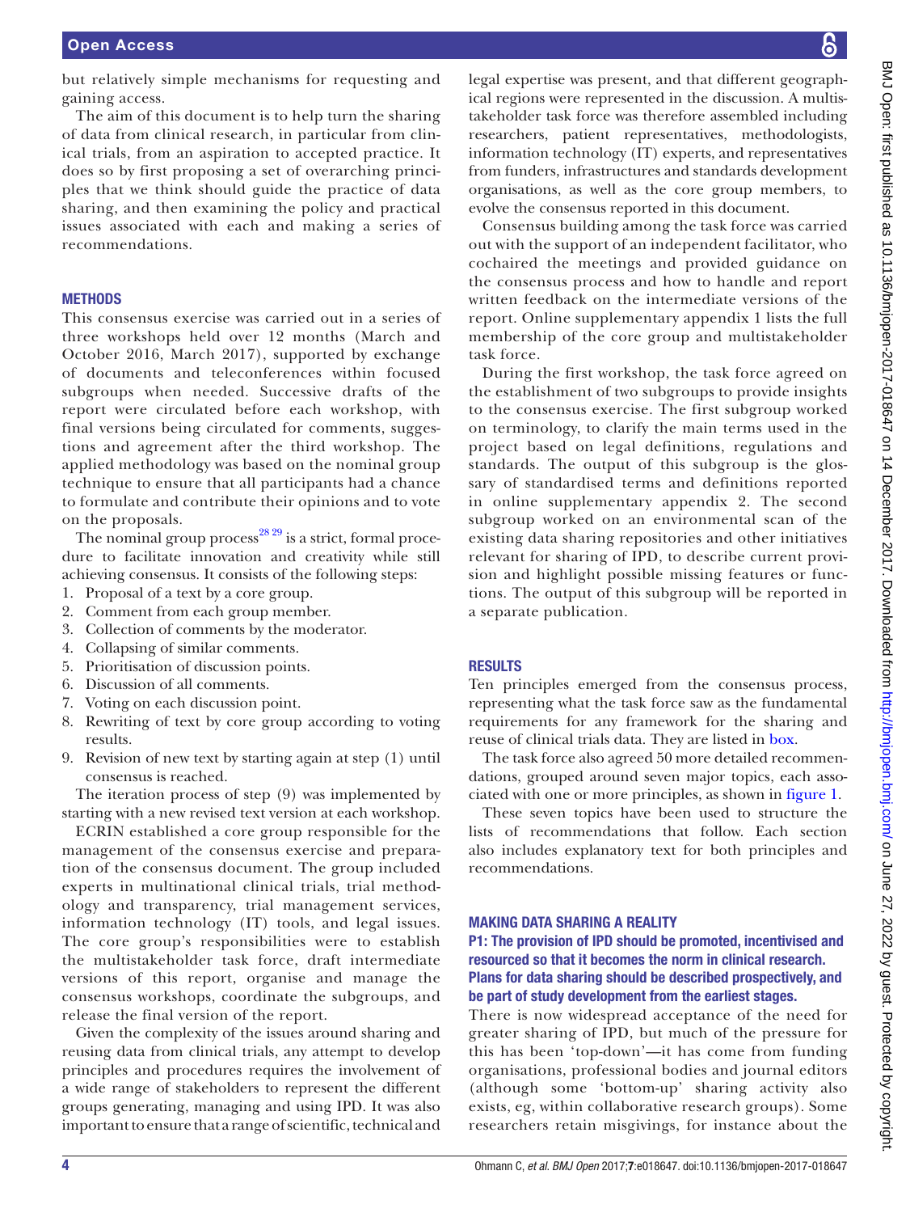but relatively simple mechanisms for requesting and gaining access.

The aim of this document is to help turn the sharing of data from clinical research, in particular from clinical trials, from an aspiration to accepted practice. It does so by first proposing a set of overarching principles that we think should guide the practice of data sharing, and then examining the policy and practical issues associated with each and making a series of recommendations.

## Methods

This consensus exercise was carried out in a series of three workshops held over 12 months (March and October 2016, March 2017), supported by exchange of documents and teleconferences within focused subgroups when needed. Successive drafts of the report were circulated before each workshop, with final versions being circulated for comments, suggestions and agreement after the third workshop. The applied methodology was based on the nominal group technique to ensure that all participants had a chance to formulate and contribute their opinions and to vote on the proposals.

The nominal group process[28 29] is a strict, formal procedure to facilitate innovation and creativity while still achieving consensus. It consists of the following steps:

1. Proposal of a text by a core group.
2. Comment from each group member.
3. Collection of comments by the moderator.
4. Collapsing of similar comments.
5. Prioritisation of discussion points.
6. Discussion of all comments.
7. Voting on each discussion point.
8. Rewriting of text by core group according to voting results.
9. Revision of new text by starting again at step (1) until consensus is reached.

The iteration process of step (9) was implemented by starting with a new revised text version at each workshop.

ECRIN established a core group responsible for the management of the consensus exercise and preparation of the consensus document. The group included experts in multinational clinical trials, trial methodology and transparency, trial management services, information technology (IT) tools, and legal issues. The core group's responsibilities were to establish the multistakeholder task force, draft intermediate versions of this report, organise and manage the consensus workshops, coordinate the subgroups, and release the final version of the report.

Given the complexity of the issues around sharing and reusing data from clinical trials, any attempt to develop principles and procedures requires the involvement of a wide range of stakeholders to represent the different groups generating, managing and using IPD. It was also important to ensure that a range of scientific, technical and legal expertise was present, and that different geographical regions were represented in the discussion. A multistakeholder task force was therefore assembled including researchers, patient representatives, methodologists, information technology (IT) experts, and representatives from funders, infrastructures and standards development organisations, as well as the core group members, to evolve the consensus reported in this document.

Consensus building among the task force was carried out with the support of an independent facilitator, who cochaired the meetings and provided guidance on the consensus process and how to handle and report written feedback on the intermediate versions of the report. Online supplementary appendix 1 lists the full membership of the core group and multistakeholder task force.

During the first workshop, the task force agreed on the establishment of two subgroups to provide insights to the consensus exercise. The first subgroup worked on terminology, to clarify the main terms used in the project based on legal definitions, regulations and standards. The output of this subgroup is the glossary of standardised terms and definitions reported in online supplementary appendix 2. The second subgroup worked on an environmental scan of the existing data sharing repositories and other initiatives relevant for sharing of IPD, to describe current provision and highlight possible missing features or functions. The output of this subgroup will be reported in a separate publication.

## Results

Ten principles emerged from the consensus process, representing what the task force saw as the fundamental requirements for any framework for the sharing and reuse of clinical trials data. They are listed in box.

The task force also agreed 50 more detailed recommendations, grouped around seven major topics, each associated with one or more principles, as shown in figure 1.

These seven topics have been used to structure the lists of recommendations that follow. Each section also includes explanatory text for both principles and recommendations.

## Making data sharing a reality

### P1: The provision of IPD should be promoted, incentivised and resourced so that it becomes the norm in clinical research. Plans for data sharing should be described prospectively, and be part of study development from the earliest stages.

There is now widespread acceptance of the need for greater sharing of IPD, but much of the pressure for this has been 'top-down'—it has come from funding organisations, professional bodies and journal editors (although some 'bottom-up' sharing activity also exists, eg, within collaborative research groups). Some researchers retain misgivings, for instance about the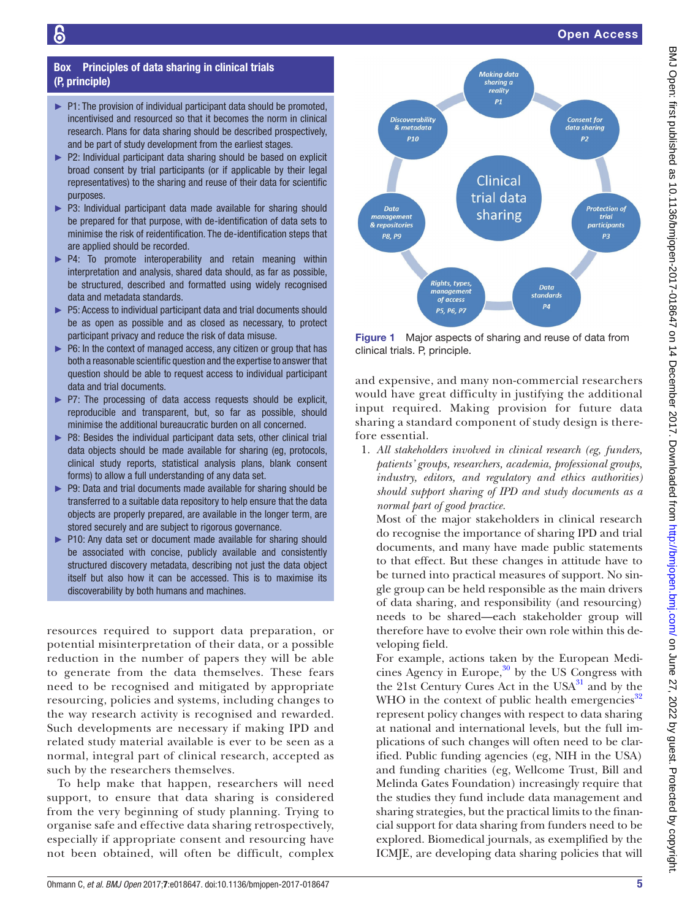## Box Principles of data sharing in clinical trials (P, principle)

- P1: The provision of individual participant data should be promoted, incentivised and resourced so that it becomes the norm in clinical research. Plans for data sharing should be described prospectively, and be part of study development from the earliest stages.
- P2: Individual participant data sharing should be based on explicit broad consent by trial participants (or if applicable by their legal representatives) to the sharing and reuse of their data for scientific purposes.
- P3: Individual participant data made available for sharing should be prepared for that purpose, with de-identification of data sets to minimise the risk of reidentification. The de-identification steps that are applied should be recorded.
- P4: To promote interoperability and retain meaning within interpretation and analysis, shared data should, as far as possible, be structured, described and formatted using widely recognised data and metadata standards.
- P5: Access to individual participant data and trial documents should be as open as possible and as closed as necessary, to protect participant privacy and reduce the risk of data misuse.
- P6: In the context of managed access, any citizen or group that has both a reasonable scientific question and the expertise to answer that question should be able to request access to individual participant data and trial documents.
- P7: The processing of data access requests should be explicit, reproducible and transparent, but, so far as possible, should minimise the additional bureaucratic burden on all concerned.
- P8: Besides the individual participant data sets, other clinical trial data objects should be made available for sharing (eg, protocols, clinical study reports, statistical analysis plans, blank consent forms) to allow a full understanding of any data set.
- P9: Data and trial documents made available for sharing should be transferred to a suitable data repository to help ensure that the data objects are properly prepared, are available in the longer term, are stored securely and are subject to rigorous governance.
- P10: Any data set or document made available for sharing should be associated with concise, publicly available and consistently structured discovery metadata, describing not just the data object itself but also how it can be accessed. This is to maximise its discoverability by both humans and machines.

resources required to support data preparation, or potential misinterpretation of their data, or a possible reduction in the number of papers they will be able to generate from the data themselves. These fears need to be recognised and mitigated by appropriate resourcing, policies and systems, including changes to the way research activity is recognised and rewarded. Such developments are necessary if making IPD and related study material available is ever to be seen as a normal, integral part of clinical research, accepted as such by the researchers themselves.

To help make that happen, researchers will need support, to ensure that data sharing is considered from the very beginning of study planning. Trying to organise safe and effective data sharing retrospectively, especially if appropriate consent and resourcing have not been obtained, will often be difficult, complex and expensive, and many non-commercial researchers would have great difficulty in justifying the additional input required. Making provision for future data sharing a standard component of study design is therefore essential.

Figure 1 Major aspects of sharing and reuse of data from clinical trials. P, principle.

1. *All stakeholders involved in clinical research (eg, funders, patients' groups, researchers, academia, professional groups, industry, editors, and regulatory and ethics authorities) should support sharing of IPD and study documents as a normal part of good practice.*

   Most of the major stakeholders in clinical research do recognise the importance of sharing IPD and trial documents, and many have made public statements to that effect. But these changes in attitude have to be turned into practical measures of support. No single group can be held responsible as the main drivers of data sharing, and responsibility (and resourcing) needs to be shared—each stakeholder group will therefore have to evolve their own role within this developing field.

   For example, actions taken by the European Medicines Agency in Europe,[30] by the US Congress with the 21st Century Cures Act in the USA[31] and by the WHO in the context of public health emergencies[32] represent policy changes with respect to data sharing at national and international levels, but the full implications of such changes will often need to be clarified. Public funding agencies (eg, NIH in the USA) and funding charities (eg, Wellcome Trust, Bill and Melinda Gates Foundation) increasingly require that the studies they fund include data management and sharing strategies, but the practical limits to the financial support for data sharing from funders need to be explored. Biomedical journals, as exemplified by the ICMJE, are developing data sharing policies that will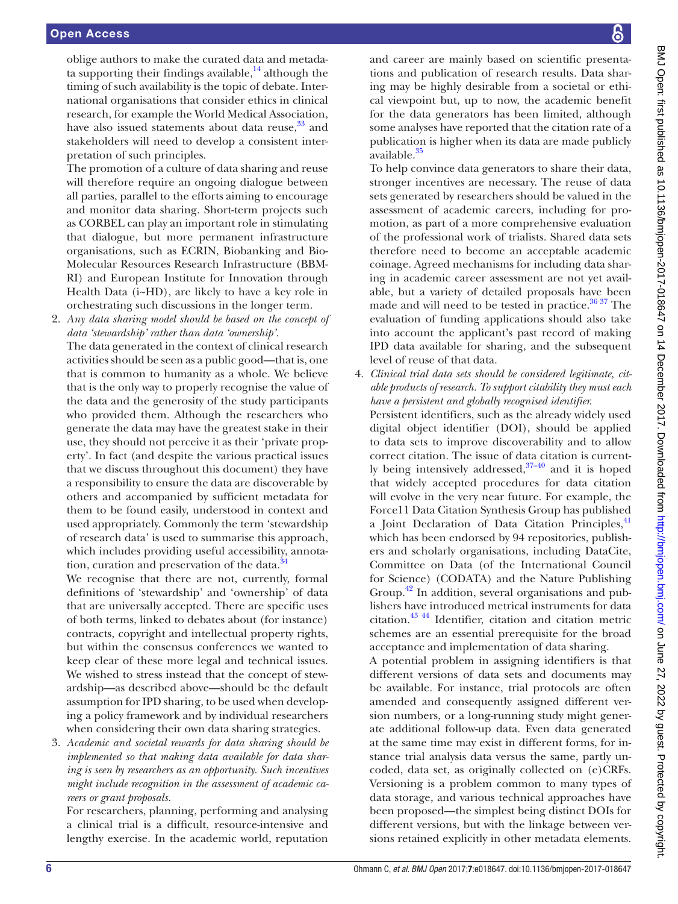oblige authors to make the curated data and metadata supporting their findings available,[14] although the timing of such availability is the topic of debate. International organisations that consider ethics in clinical research, for example the World Medical Association, have also issued statements about data reuse,[33] and stakeholders will need to develop a consistent interpretation of such principles.

The promotion of a culture of data sharing and reuse will therefore require an ongoing dialogue between all parties, parallel to the efforts aiming to encourage and monitor data sharing. Short-term projects such as CORBEL can play an important role in stimulating that dialogue, but more permanent infrastructure organisations, such as ECRIN, Biobanking and BioMolecular Resources Research Infrastructure (BBMRI) and European Institute for Innovation through Health Data (i~HD), are likely to have a key role in orchestrating such discussions in the longer term.

2. *Any data sharing model should be based on the concept of data 'stewardship' rather than data 'ownership'.*

   The data generated in the context of clinical research activities should be seen as a public good—that is, one that is common to humanity as a whole. We believe that is the only way to properly recognise the value of the data and the generosity of the study participants who provided them. Although the researchers who generate the data may have the greatest stake in their use, they should not perceive it as their 'private property'. In fact (and despite the various practical issues that we discuss throughout this document) they have a responsibility to ensure the data are discoverable by others and accompanied by sufficient metadata for them to be found easily, understood in context and used appropriately. Commonly the term 'stewardship of research data' is used to summarise this approach, which includes providing useful accessibility, annotation, curation and preservation of the data.[34]

   We recognise that there are not, currently, formal definitions of 'stewardship' and 'ownership' of data that are universally accepted. There are specific uses of both terms, linked to debates about (for instance) contracts, copyright and intellectual property rights, but within the consensus conferences we wanted to keep clear of these more legal and technical issues. We wished to stress instead that the concept of stewardship—as described above—should be the default assumption for IPD sharing, to be used when developing a policy framework and by individual researchers when considering their own data sharing strategies.

3. *Academic and societal rewards for data sharing should be implemented so that making data available for data sharing is seen by researchers as an opportunity. Such incentives might include recognition in the assessment of academic careers or grant proposals.*

   For researchers, planning, performing and analysing a clinical trial is a difficult, resource-intensive and lengthy exercise. In the academic world, reputation and career are mainly based on scientific presentations and publication of research results. Data sharing may be highly desirable from a societal or ethical viewpoint but, up to now, the academic benefit for the data generators has been limited, although some analyses have reported that the citation rate of a publication is higher when its data are made publicly available.[35]

   To help convince data generators to share their data, stronger incentives are necessary. The reuse of data sets generated by researchers should be valued in the assessment of academic careers, including for promotion, as part of a more comprehensive evaluation of the professional work of trialists. Shared data sets therefore need to become an acceptable academic coinage. Agreed mechanisms for including data sharing in academic career assessment are not yet available, but a variety of detailed proposals have been made and will need to be tested in practice.[36 37] The evaluation of funding applications should also take into account the applicant's past record of making IPD data available for sharing, and the subsequent level of reuse of that data.

4. *Clinical trial data sets should be considered legitimate, citable products of research. To support citability they must each have a persistent and globally recognised identifier.*

   Persistent identifiers, such as the already widely used digital object identifier (DOI), should be applied to data sets to improve discoverability and to allow correct citation. The issue of data citation is currently being intensively addressed,[37–40] and it is hoped that widely accepted procedures for data citation will evolve in the very near future. For example, the Force11 Data Citation Synthesis Group has published a Joint Declaration of Data Citation Principles,[41] which has been endorsed by 94 repositories, publishers and scholarly organisations, including DataCite, Committee on Data (of the International Council for Science) (CODATA) and the Nature Publishing Group.[42] In addition, several organisations and publishers have introduced metrical instruments for data citation.[43 44] Identifier, citation and citation metric schemes are an essential prerequisite for the broad acceptance and implementation of data sharing.

   A potential problem in assigning identifiers is that different versions of data sets and documents may be available. For instance, trial protocols are often amended and consequently assigned different version numbers, or a long-running study might generate additional follow-up data. Even data generated at the same time may exist in different forms, for instance trial analysis data versus the same, partly uncoded, data set, as originally collected on (e)CRFs. Versioning is a problem common to many types of data storage, and various technical approaches have been proposed—the simplest being distinct DOIs for different versions, but with the linkage between versions retained explicitly in other metadata elements.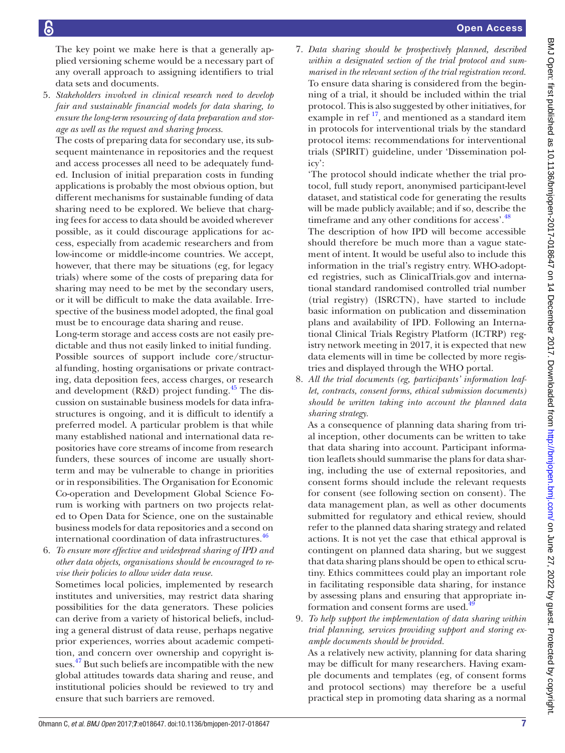The key point we make here is that a generally applied versioning scheme would be a necessary part of any overall approach to assigning identifiers to trial data sets and documents.

5. *Stakeholders involved in clinical research need to develop fair and sustainable financial models for data sharing, to ensure the long-term resourcing of data preparation and storage as well as the request and sharing process.*

   The costs of preparing data for secondary use, its subsequent maintenance in repositories and the request and access processes all need to be adequately funded. Inclusion of initial preparation costs in funding applications is probably the most obvious option, but different mechanisms for sustainable funding of data sharing need to be explored. We believe that charging fees for access to data should be avoided wherever possible, as it could discourage applications for access, especially from academic researchers and from low-income or middle-income countries. We accept, however, that there may be situations (eg, for legacy trials) where some of the costs of preparing data for sharing may need to be met by the secondary users, or it will be difficult to make the data available. Irrespective of the business model adopted, the final goal must be to encourage data sharing and reuse.

   Long-term storage and access costs are not easily predictable and thus not easily linked to initial funding. Possible sources of support include core/structural funding, hosting organisations or private contracting, data deposition fees, access charges, or research and development (R&D) project funding.[45] The discussion on sustainable business models for data infrastructures is ongoing, and it is difficult to identify a preferred model. A particular problem is that while many established national and international data repositories have core streams of income from research funders, these sources of income are usually short-term and may be vulnerable to change in priorities or in responsibilities. The Organisation for Economic Co-operation and Development Global Science Forum is working with partners on two projects related to Open Data for Science, one on the sustainable business models for data repositories and a second on international coordination of data infrastructures.[46]

6. *To ensure more effective and widespread sharing of IPD and other data objects, organisations should be encouraged to revise their policies to allow wider data reuse.*

   Sometimes local policies, implemented by research institutes and universities, may restrict data sharing possibilities for the data generators. These policies can derive from a variety of historical beliefs, including a general distrust of data reuse, perhaps negative prior experiences, worries about academic competition, and concern over ownership and copyright issues.[47] But such beliefs are incompatible with the new global attitudes towards data sharing and reuse, and institutional policies should be reviewed to try and ensure that such barriers are removed.

7. *Data sharing should be prospectively planned, described within a designated section of the trial protocol and summarised in the relevant section of the trial registration record.*

   To ensure data sharing is considered from the beginning of a trial, it should be included within the trial protocol. This is also suggested by other initiatives, for example in ref [17], and mentioned as a standard item in protocols for interventional trials by the standard protocol items: recommendations for interventional trials (SPIRIT) guideline, under 'Dissemination policy':

   'The protocol should indicate whether the trial protocol, full study report, anonymised participant-level dataset, and statistical code for generating the results will be made publicly available; and if so, describe the timeframe and any other conditions for access'.[48]

   The description of how IPD will become accessible should therefore be much more than a vague statement of intent. It would be useful also to include this information in the trial's registry entry. WHO-adopted registries, such as ClinicalTrials.gov and international standard randomised controlled trial number (trial registry) (ISRCTN), have started to include basic information on publication and dissemination plans and availability of IPD. Following an International Clinical Trials Registry Platform (ICTRP) registry network meeting in 2017, it is expected that new data elements will in time be collected by more registries and displayed through the WHO portal.

8. *All the trial documents (eg, participants' information leaflet, contracts, consent forms, ethical submission documents) should be written taking into account the planned data sharing strategy.*

   As a consequence of planning data sharing from trial inception, other documents can be written to take that data sharing into account. Participant information leaflets should summarise the plans for data sharing, including the use of external repositories, and consent forms should include the relevant requests for consent (see following section on consent). The data management plan, as well as other documents submitted for regulatory and ethical review, should refer to the planned data sharing strategy and related actions. It is not yet the case that ethical approval is contingent on planned data sharing, but we suggest that data sharing plans should be open to ethical scrutiny. Ethics committees could play an important role in facilitating responsible data sharing, for instance by assessing plans and ensuring that appropriate information and consent forms are used.[49]

9. *To help support the implementation of data sharing within trial planning, services providing support and storing example documents should be provided.*

   As a relatively new activity, planning for data sharing may be difficult for many researchers. Having example documents and templates (eg, of consent forms and protocol sections) may therefore be a useful practical step in promoting data sharing as a normal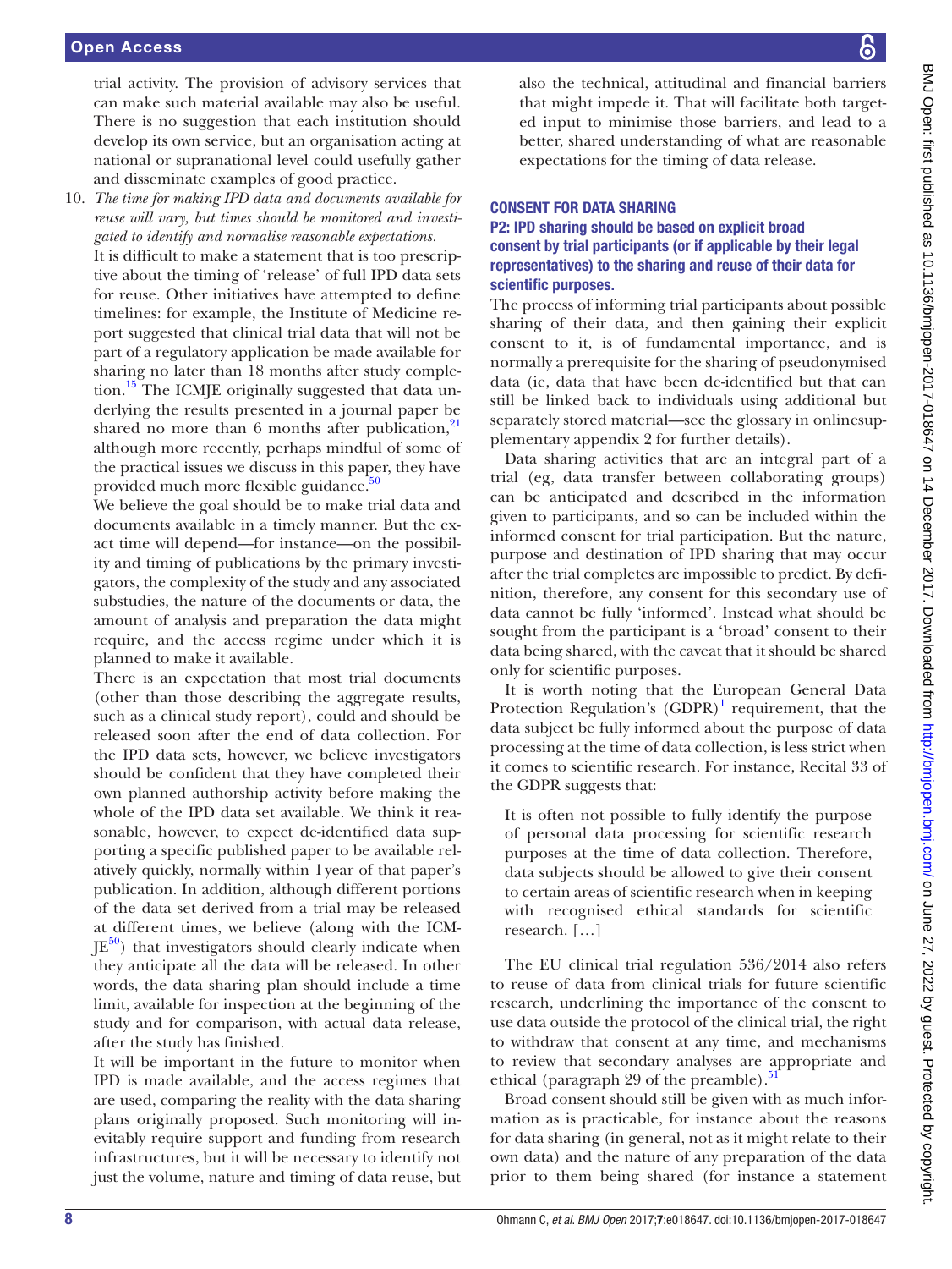trial activity. The provision of advisory services that can make such material available may also be useful. There is no suggestion that each institution should develop its own service, but an organisation acting at national or supranational level could usefully gather and disseminate examples of good practice.

10. *The time for making IPD data and documents available for reuse will vary, but times should be monitored and investigated to identify and normalise reasonable expectations.*

    It is difficult to make a statement that is too prescriptive about the timing of 'release' of full IPD data sets for reuse. Other initiatives have attempted to define timelines: for example, the Institute of Medicine report suggested that clinical trial data that will not be part of a regulatory application be made available for sharing no later than 18 months after study completion.[15] The ICMJE originally suggested that data underlying the results presented in a journal paper be shared no more than 6 months after publication,[21] although more recently, perhaps mindful of some of the practical issues we discuss in this paper, they have provided much more flexible guidance.[50]

    We believe the goal should be to make trial data and documents available in a timely manner. But the exact time will depend—for instance—on the possibility and timing of publications by the primary investigators, the complexity of the study and any associated substudies, the nature of the documents or data, the amount of analysis and preparation the data might require, and the access regime under which it is planned to make it available.

    There is an expectation that most trial documents (other than those describing the aggregate results, such as a clinical study report), could and should be released soon after the end of data collection. For the IPD data sets, however, we believe investigators should be confident that they have completed their own planned authorship activity before making the whole of the IPD data set available. We think it reasonable, however, to expect de-identified data supporting a specific published paper to be available relatively quickly, normally within 1 year of that paper's publication. In addition, although different portions of the data set derived from a trial may be released at different times, we believe (along with the ICMJE[50]) that investigators should clearly indicate when they anticipate all the data will be released. In other words, the data sharing plan should include a time limit, available for inspection at the beginning of the study and for comparison, with actual data release, after the study has finished.

    It will be important in the future to monitor when IPD is made available, and the access regimes that are used, comparing the reality with the data sharing plans originally proposed. Such monitoring will inevitably require support and funding from research infrastructures, but it will be necessary to identify not just the volume, nature and timing of data reuse, but also the technical, attitudinal and financial barriers that might impede it. That will facilitate both targeted input to minimise those barriers, and lead to a better, shared understanding of what are reasonable expectations for the timing of data release.

## CONSENT FOR DATA SHARING

### P2: IPD sharing should be based on explicit broad consent by trial participants (or if applicable by their legal representatives) to the sharing and reuse of their data for scientific purposes.

The process of informing trial participants about possible sharing of their data, and then gaining their explicit consent to it, is of fundamental importance, and is normally a prerequisite for the sharing of pseudonymised data (ie, data that have been de-identified but that can still be linked back to individuals using additional but separately stored material—see the glossary in onlinesupplementary appendix 2 for further details).

Data sharing activities that are an integral part of a trial (eg, data transfer between collaborating groups) can be anticipated and described in the information given to participants, and so can be included within the informed consent for trial participation. But the nature, purpose and destination of IPD sharing that may occur after the trial completes are impossible to predict. By definition, therefore, any consent for this secondary use of data cannot be fully 'informed'. Instead what should be sought from the participant is a 'broad' consent to their data being shared, with the caveat that it should be shared only for scientific purposes.

It is worth noting that the European General Data Protection Regulation's (GDPR)[1] requirement, that the data subject be fully informed about the purpose of data processing at the time of data collection, is less strict when it comes to scientific research. For instance, Recital 33 of the GDPR suggests that:

> It is often not possible to fully identify the purpose of personal data processing for scientific research purposes at the time of data collection. Therefore, data subjects should be allowed to give their consent to certain areas of scientific research when in keeping with recognised ethical standards for scientific research. […]

The EU clinical trial regulation 536/2014 also refers to reuse of data from clinical trials for future scientific research, underlining the importance of the consent to use data outside the protocol of the clinical trial, the right to withdraw that consent at any time, and mechanisms to review that secondary analyses are appropriate and ethical (paragraph 29 of the preamble).[51]

Broad consent should still be given with as much information as is practicable, for instance about the reasons for data sharing (in general, not as it might relate to their own data) and the nature of any preparation of the data prior to them being shared (for instance a statement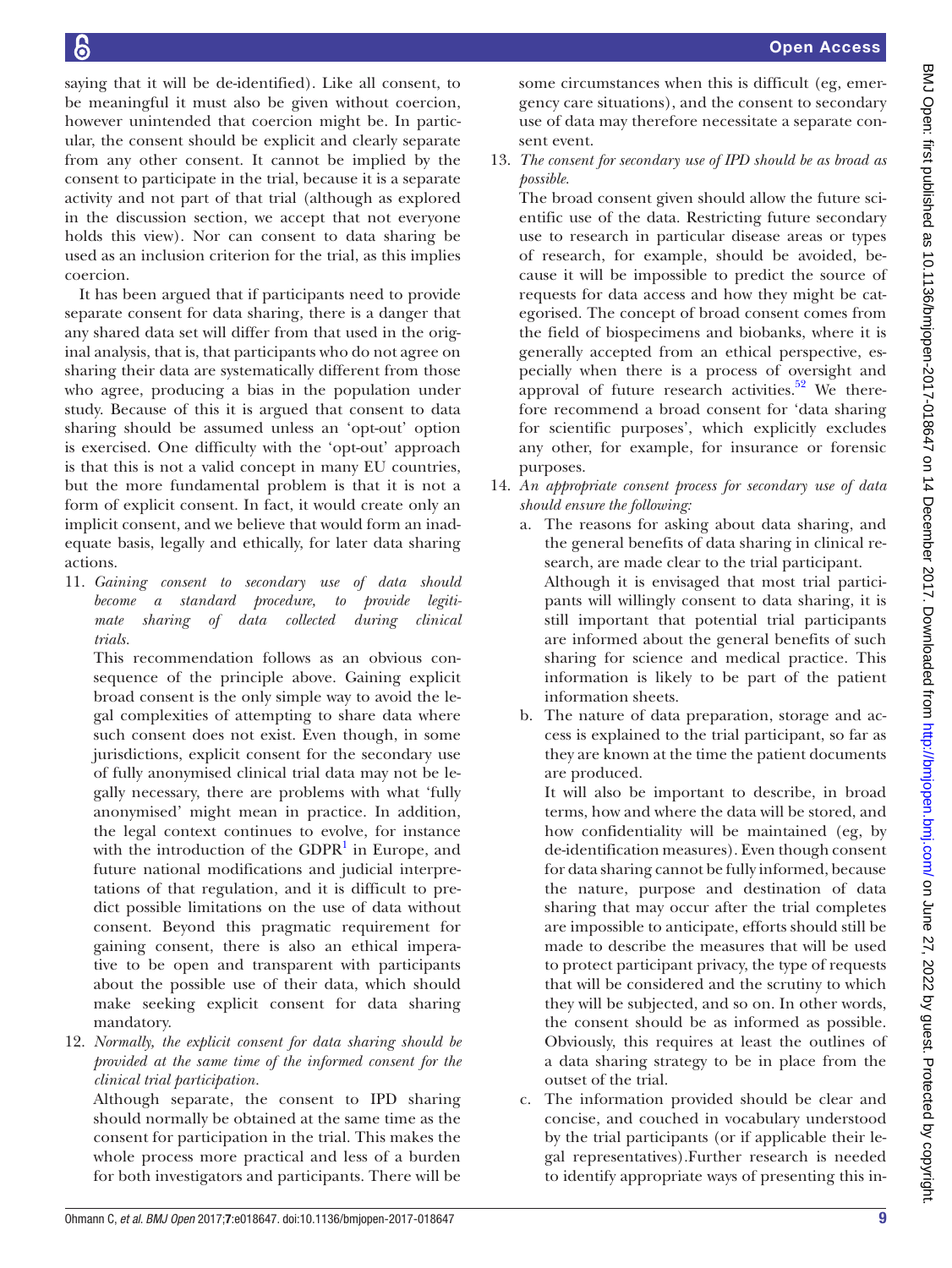saying that it will be de-identified). Like all consent, to be meaningful it must also be given without coercion, however unintended that coercion might be. In particular, the consent should be explicit and clearly separate from any other consent. It cannot be implied by the consent to participate in the trial, because it is a separate activity and not part of that trial (although as explored in the discussion section, we accept that not everyone holds this view). Nor can consent to data sharing be used as an inclusion criterion for the trial, as this implies coercion.

It has been argued that if participants need to provide separate consent for data sharing, there is a danger that any shared data set will differ from that used in the original analysis, that is, that participants who do not agree on sharing their data are systematically different from those who agree, producing a bias in the population under study. Because of this it is argued that consent to data sharing should be assumed unless an 'opt-out' option is exercised. One difficulty with the 'opt-out' approach is that this is not a valid concept in many EU countries, but the more fundamental problem is that it is not a form of explicit consent. In fact, it would create only an implicit consent, and we believe that would form an inadequate basis, legally and ethically, for later data sharing actions.

11. *Gaining consent to secondary use of data should become a standard procedure, to provide legitimate sharing of data collected during clinical trials.*

    This recommendation follows as an obvious consequence of the principle above. Gaining explicit broad consent is the only simple way to avoid the legal complexities of attempting to share data where such consent does not exist. Even though, in some jurisdictions, explicit consent for the secondary use of fully anonymised clinical trial data may not be legally necessary, there are problems with what 'fully anonymised' might mean in practice. In addition, the legal context continues to evolve, for instance with the introduction of the GDPR[1] in Europe, and future national modifications and judicial interpretations of that regulation, and it is difficult to predict possible limitations on the use of data without consent. Beyond this pragmatic requirement for gaining consent, there is also an ethical imperative to be open and transparent with participants about the possible use of their data, which should make seeking explicit consent for data sharing mandatory.

12. *Normally, the explicit consent for data sharing should be provided at the same time of the informed consent for the clinical trial participation.*

    Although separate, the consent to IPD sharing should normally be obtained at the same time as the consent for participation in the trial. This makes the whole process more practical and less of a burden for both investigators and participants. There will be some circumstances when this is difficult (eg, emergency care situations), and the consent to secondary use of data may therefore necessitate a separate consent event.

13. *The consent for secondary use of IPD should be as broad as possible.*

    The broad consent given should allow the future scientific use of the data. Restricting future secondary use to research in particular disease areas or types of research, for example, should be avoided, because it will be impossible to predict the source of requests for data access and how they might be categorised. The concept of broad consent comes from the field of biospecimens and biobanks, where it is generally accepted from an ethical perspective, especially when there is a process of oversight and approval of future research activities.[52] We therefore recommend a broad consent for 'data sharing for scientific purposes', which explicitly excludes any other, for example, for insurance or forensic purposes.

14. *An appropriate consent process for secondary use of data should ensure the following:*

    a. The reasons for asking about data sharing, and the general benefits of data sharing in clinical research, are made clear to the trial participant.

       Although it is envisaged that most trial participants will willingly consent to data sharing, it is still important that potential trial participants are informed about the general benefits of such sharing for science and medical practice. This information is likely to be part of the patient information sheets.

    b. The nature of data preparation, storage and access is explained to the trial participant, so far as they are known at the time the patient documents are produced.

       It will also be important to describe, in broad terms, how and where the data will be stored, and how confidentiality will be maintained (eg, by de-identification measures). Even though consent for data sharing cannot be fully informed, because the nature, purpose and destination of data sharing that may occur after the trial completes are impossible to anticipate, efforts should still be made to describe the measures that will be used to protect participant privacy, the type of requests that will be considered and the scrutiny to which they will be subjected, and so on. In other words, the consent should be as informed as possible. Obviously, this requires at least the outlines of a data sharing strategy to be in place from the outset of the trial.

    c. The information provided should be clear and concise, and couched in vocabulary understood by the trial participants (or if applicable their legal representatives).Further research is needed to identify appropriate ways of presenting this in-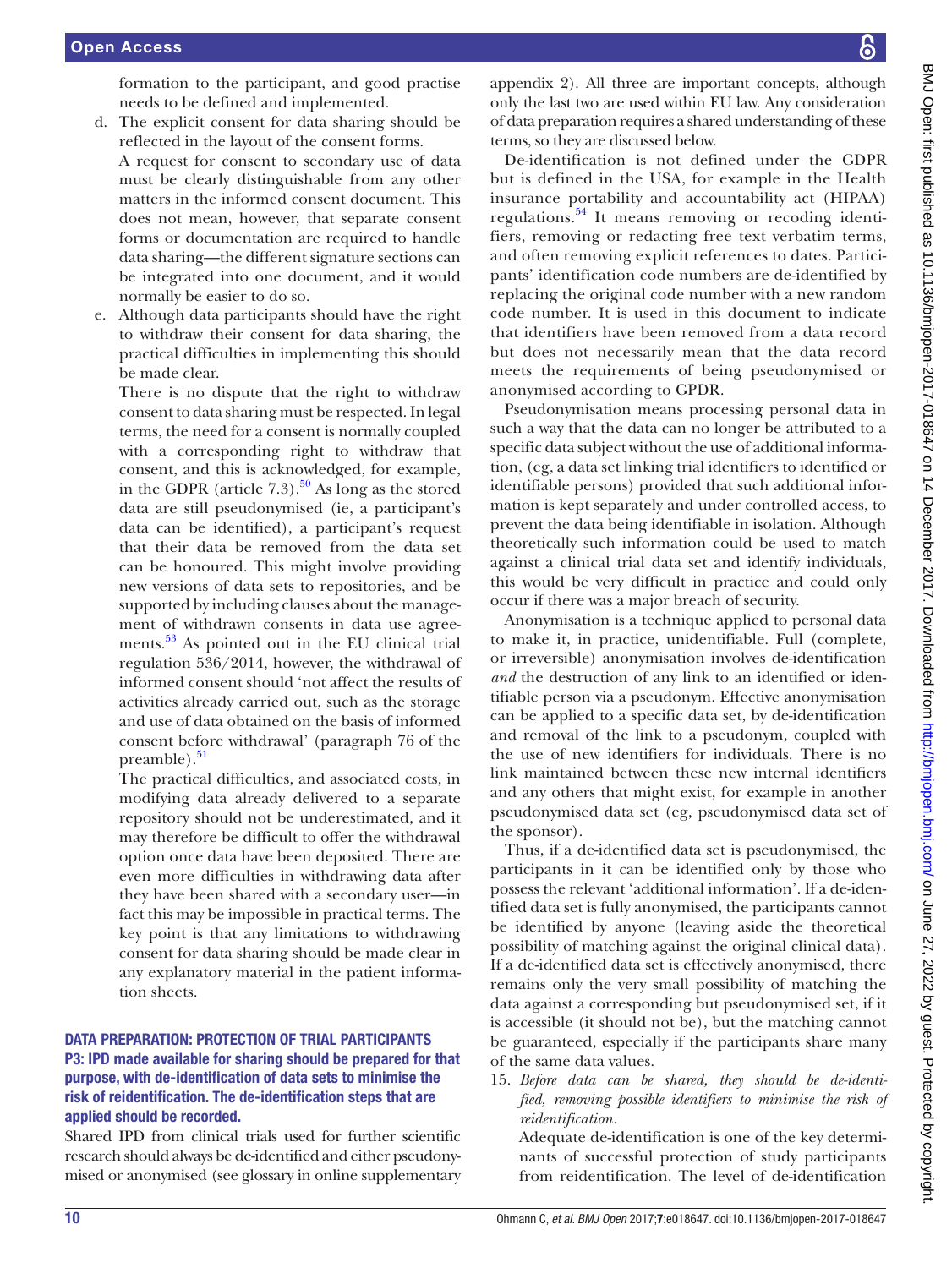formation to the participant, and good practise needs to be defined and implemented.

d. The explicit consent for data sharing should be reflected in the layout of the consent forms.

   A request for consent to secondary use of data must be clearly distinguishable from any other matters in the informed consent document. This does not mean, however, that separate consent forms or documentation are required to handle data sharing—the different signature sections can be integrated into one document, and it would normally be easier to do so.

e. Although data participants should have the right to withdraw their consent for data sharing, the practical difficulties in implementing this should be made clear.

   There is no dispute that the right to withdraw consent to data sharing must be respected. In legal terms, the need for a consent is normally coupled with a corresponding right to withdraw that consent, and this is acknowledged, for example, in the GDPR (article 7.3).[50] As long as the stored data are still pseudonymised (ie, a participant's data can be identified), a participant's request that their data be removed from the data set can be honoured. This might involve providing new versions of data sets to repositories, and be supported by including clauses about the management of withdrawn consents in data use agreements.[53] As pointed out in the EU clinical trial regulation 536/2014, however, the withdrawal of informed consent should 'not affect the results of activities already carried out, such as the storage and use of data obtained on the basis of informed consent before withdrawal' (paragraph 76 of the preamble).[51]

   The practical difficulties, and associated costs, in modifying data already delivered to a separate repository should not be underestimated, and it may therefore be difficult to offer the withdrawal option once data have been deposited. There are even more difficulties in withdrawing data after they have been shared with a secondary user—in fact this may be impossible in practical terms. The key point is that any limitations to withdrawing consent for data sharing should be made clear in any explanatory material in the patient information sheets.

## DATA PREPARATION: PROTECTION OF TRIAL PARTICIPANTS

### P3: IPD made available for sharing should be prepared for that purpose, with de-identification of data sets to minimise the risk of reidentification. The de-identification steps that are applied should be recorded.

Shared IPD from clinical trials used for further scientific research should always be de-identified and either pseudonymised or anonymised (see glossary in online supplementary appendix 2). All three are important concepts, although only the last two are used within EU law. Any consideration of data preparation requires a shared understanding of these terms, so they are discussed below.

De-identification is not defined under the GDPR but is defined in the USA, for example in the Health insurance portability and accountability act (HIPAA) regulations.[54] It means removing or recoding identifiers, removing or redacting free text verbatim terms, and often removing explicit references to dates. Participants' identification code numbers are de-identified by replacing the original code number with a new random code number. It is used in this document to indicate that identifiers have been removed from a data record but does not necessarily mean that the data record meets the requirements of being pseudonymised or anonymised according to GPDR.

Pseudonymisation means processing personal data in such a way that the data can no longer be attributed to a specific data subject without the use of additional information, (eg, a data set linking trial identifiers to identified or identifiable persons) provided that such additional information is kept separately and under controlled access, to prevent the data being identifiable in isolation. Although theoretically such information could be used to match against a clinical trial data set and identify individuals, this would be very difficult in practice and could only occur if there was a major breach of security.

Anonymisation is a technique applied to personal data to make it, in practice, unidentifiable. Full (complete, or irreversible) anonymisation involves de-identification *and* the destruction of any link to an identified or identifiable person via a pseudonym. Effective anonymisation can be applied to a specific data set, by de-identification and removal of the link to a pseudonym, coupled with the use of new identifiers for individuals. There is no link maintained between these new internal identifiers and any others that might exist, for example in another pseudonymised data set (eg, pseudonymised data set of the sponsor).

Thus, if a de-identified data set is pseudonymised, the participants in it can be identified only by those who possess the relevant 'additional information'. If a de-identified data set is fully anonymised, the participants cannot be identified by anyone (leaving aside the theoretical possibility of matching against the original clinical data). If a de-identified data set is effectively anonymised, there remains only the very small possibility of matching the data against a corresponding but pseudonymised set, if it is accessible (it should not be), but the matching cannot be guaranteed, especially if the participants share many of the same data values.

15. *Before data can be shared, they should be de-identified, removing possible identifiers to minimise the risk of reidentification.*

    Adequate de-identification is one of the key determinants of successful protection of study participants from reidentification. The level of de-identification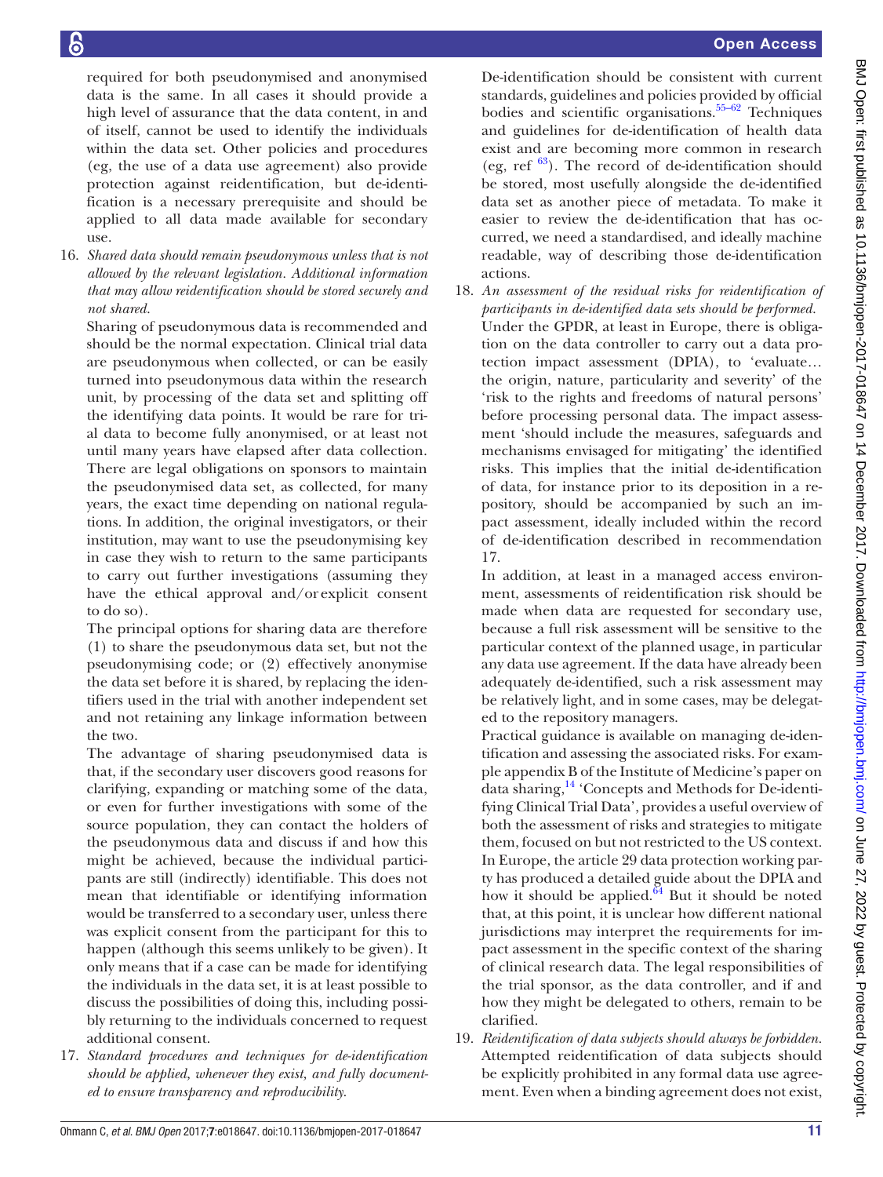required for both pseudonymised and anonymised data is the same. In all cases it should provide a high level of assurance that the data content, in and of itself, cannot be used to identify the individuals within the data set. Other policies and procedures (eg, the use of a data use agreement) also provide protection against reidentification, but de-identification is a necessary prerequisite and should be applied to all data made available for secondary use.

16. *Shared data should remain pseudonymous unless that is not allowed by the relevant legislation. Additional information that may allow reidentification should be stored securely and not shared.*

    Sharing of pseudonymous data is recommended and should be the normal expectation. Clinical trial data are pseudonymous when collected, or can be easily turned into pseudonymous data within the research unit, by processing of the data set and splitting off the identifying data points. It would be rare for trial data to become fully anonymised, or at least not until many years have elapsed after data collection. There are legal obligations on sponsors to maintain the pseudonymised data set, as collected, for many years, the exact time depending on national regulations. In addition, the original investigators, or their institution, may want to use the pseudonymising key in case they wish to return to the same participants to carry out further investigations (assuming they have the ethical approval and/or explicit consent to do so).

    The principal options for sharing data are therefore (1) to share the pseudonymous data set, but not the pseudonymising code; or (2) effectively anonymise the data set before it is shared, by replacing the identifiers used in the trial with another independent set and not retaining any linkage information between the two.

    The advantage of sharing pseudonymised data is that, if the secondary user discovers good reasons for clarifying, expanding or matching some of the data, or even for further investigations with some of the source population, they can contact the holders of the pseudonymous data and discuss if and how this might be achieved, because the individual participants are still (indirectly) identifiable. This does not mean that identifiable or identifying information would be transferred to a secondary user, unless there was explicit consent from the participant for this to happen (although this seems unlikely to be given). It only means that if a case can be made for identifying the individuals in the data set, it is at least possible to discuss the possibilities of doing this, including possibly returning to the individuals concerned to request additional consent.

17. *Standard procedures and techniques for de-identification should be applied, whenever they exist, and fully documented to ensure transparency and reproducibility.*

    De-identification should be consistent with current standards, guidelines and policies provided by official bodies and scientific organisations.[55–62] Techniques and guidelines for de-identification of health data exist and are becoming more common in research (eg, ref [63]). The record of de-identification should be stored, most usefully alongside the de-identified data set as another piece of metadata. To make it easier to review the de-identification that has occurred, we need a standardised, and ideally machine readable, way of describing those de-identification actions.

18. *An assessment of the residual risks for reidentification of participants in de-identified data sets should be performed.*

    Under the GPDR, at least in Europe, there is obligation on the data controller to carry out a data protection impact assessment (DPIA), to 'evaluate… the origin, nature, particularity and severity' of the 'risk to the rights and freedoms of natural persons' before processing personal data. The impact assessment 'should include the measures, safeguards and mechanisms envisaged for mitigating' the identified risks. This implies that the initial de-identification of data, for instance prior to its deposition in a repository, should be accompanied by such an impact assessment, ideally included within the record of de-identification described in recommendation 17.

    In addition, at least in a managed access environment, assessments of reidentification risk should be made when data are requested for secondary use, because a full risk assessment will be sensitive to the particular context of the planned usage, in particular any data use agreement. If the data have already been adequately de-identified, such a risk assessment may be relatively light, and in some cases, may be delegated to the repository managers.

    Practical guidance is available on managing de-identification and assessing the associated risks. For example appendix B of the Institute of Medicine's paper on data sharing,[14] 'Concepts and Methods for De-identifying Clinical Trial Data', provides a useful overview of both the assessment of risks and strategies to mitigate them, focused on but not restricted to the US context. In Europe, the article 29 data protection working party has produced a detailed guide about the DPIA and how it should be applied.[64] But it should be noted that, at this point, it is unclear how different national jurisdictions may interpret the requirements for impact assessment in the specific context of the sharing of clinical research data. The legal responsibilities of the trial sponsor, as the data controller, and if and how they might be delegated to others, remain to be clarified.

19. *Reidentification of data subjects should always be forbidden.*

    Attempted reidentification of data subjects should be explicitly prohibited in any formal data use agreement. Even when a binding agreement does not exist,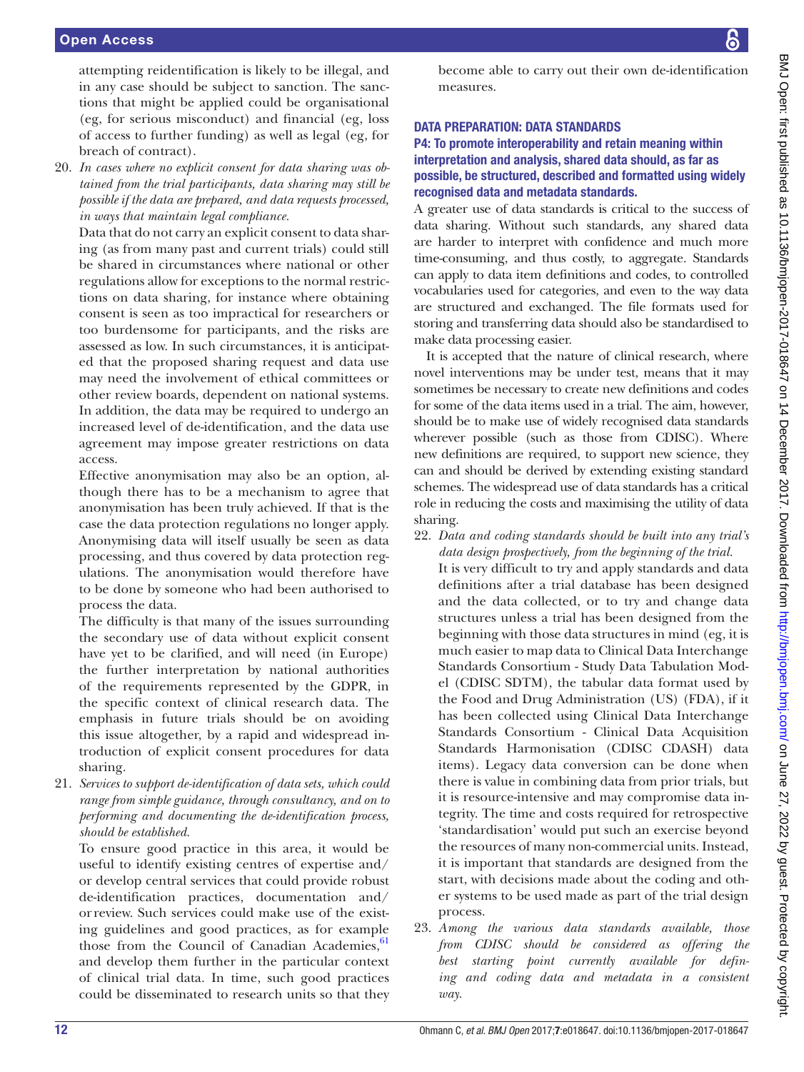attempting reidentification is likely to be illegal, and in any case should be subject to sanction. The sanctions that might be applied could be organisational (eg, for serious misconduct) and financial (eg, loss of access to further funding) as well as legal (eg, for breach of contract).

20. *In cases where no explicit consent for data sharing was obtained from the trial participants, data sharing may still be possible if the data are prepared, and data requests processed, in ways that maintain legal compliance.*

    Data that do not carry an explicit consent to data sharing (as from many past and current trials) could still be shared in circumstances where national or other regulations allow for exceptions to the normal restrictions on data sharing, for instance where obtaining consent is seen as too impractical for researchers or too burdensome for participants, and the risks are assessed as low. In such circumstances, it is anticipated that the proposed sharing request and data use may need the involvement of ethical committees or other review boards, dependent on national systems. In addition, the data may be required to undergo an increased level of de-identification, and the data use agreement may impose greater restrictions on data access.

    Effective anonymisation may also be an option, although there has to be a mechanism to agree that anonymisation has been truly achieved. If that is the case the data protection regulations no longer apply. Anonymising data will itself usually be seen as data processing, and thus covered by data protection regulations. The anonymisation would therefore have to be done by someone who had been authorised to process the data.

    The difficulty is that many of the issues surrounding the secondary use of data without explicit consent have yet to be clarified, and will need (in Europe) the further interpretation by national authorities of the requirements represented by the GDPR, in the specific context of clinical research data. The emphasis in future trials should be on avoiding this issue altogether, by a rapid and widespread introduction of explicit consent procedures for data sharing.

21. *Services to support de-identification of data sets, which could range from simple guidance, through consultancy, and on to performing and documenting the de-identification process, should be established.*

    To ensure good practice in this area, it would be useful to identify existing centres of expertise and/or develop central services that could provide robust de-identification practices, documentation and/or review. Such services could make use of the existing guidelines and good practices, as for example those from the Council of Canadian Academies,[61] and develop them further in the particular context of clinical trial data. In time, such good practices could be disseminated to research units so that they become able to carry out their own de-identification measures.

## DATA PREPARATION: DATA STANDARDS

### P4: To promote interoperability and retain meaning within interpretation and analysis, shared data should, as far as possible, be structured, described and formatted using widely recognised data and metadata standards.

A greater use of data standards is critical to the success of data sharing. Without such standards, any shared data are harder to interpret with confidence and much more time-consuming, and thus costly, to aggregate. Standards can apply to data item definitions and codes, to controlled vocabularies used for categories, and even to the way data are structured and exchanged. The file formats used for storing and transferring data should also be standardised to make data processing easier.

It is accepted that the nature of clinical research, where novel interventions may be under test, means that it may sometimes be necessary to create new definitions and codes for some of the data items used in a trial. The aim, however, should be to make use of widely recognised data standards wherever possible (such as those from CDISC). Where new definitions are required, to support new science, they can and should be derived by extending existing standard schemes. The widespread use of data standards has a critical role in reducing the costs and maximising the utility of data sharing.

22. *Data and coding standards should be built into any trial's data design prospectively, from the beginning of the trial.*

    It is very difficult to try and apply standards and data definitions after a trial database has been designed and the data collected, or to try and change data structures unless a trial has been designed from the beginning with those data structures in mind (eg, it is much easier to map data to Clinical Data Interchange Standards Consortium - Study Data Tabulation Model (CDISC SDTM), the tabular data format used by the Food and Drug Administration (US) (FDA), if it has been collected using Clinical Data Interchange Standards Consortium - Clinical Data Acquisition Standards Harmonisation (CDISC CDASH) data items). Legacy data conversion can be done when there is value in combining data from prior trials, but it is resource-intensive and may compromise data integrity. The time and costs required for retrospective 'standardisation' would put such an exercise beyond the resources of many non-commercial units. Instead, it is important that standards are designed from the start, with decisions made about the coding and other systems to be used made as part of the trial design process.

23. *Among the various data standards available, those from CDISC should be considered as offering the best starting point currently available for defining and coding data and metadata in a consistent way.*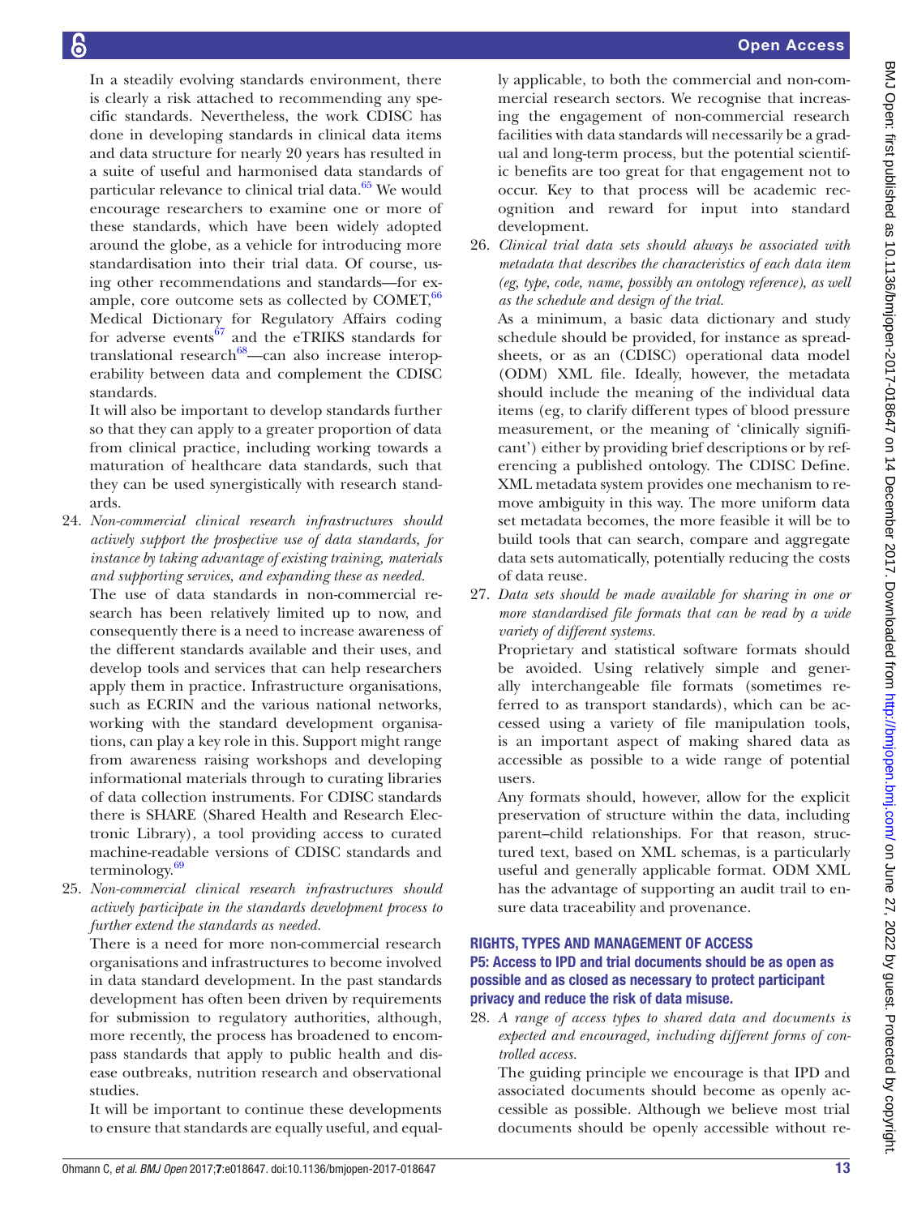In a steadily evolving standards environment, there is clearly a risk attached to recommending any specific standards. Nevertheless, the work CDISC has done in developing standards in clinical data items and data structure for nearly 20 years has resulted in a suite of useful and harmonised data standards of particular relevance to clinical trial data.[65] We would encourage researchers to examine one or more of these standards, which have been widely adopted around the globe, as a vehicle for introducing more standardisation into their trial data. Of course, using other recommendations and standards—for example, core outcome sets as collected by COMET,[66] Medical Dictionary for Regulatory Affairs coding for adverse events[67] and the eTRIKS standards for translational research[68]—can also increase interoperability between data and complement the CDISC standards.

It will also be important to develop standards further so that they can apply to a greater proportion of data from clinical practice, including working towards a maturation of healthcare data standards, such that they can be used synergistically with research standards.

24. *Non-commercial clinical research infrastructures should actively support the prospective use of data standards, for instance by taking advantage of existing training, materials and supporting services, and expanding these as needed.*

    The use of data standards in non-commercial research has been relatively limited up to now, and consequently there is a need to increase awareness of the different standards available and their uses, and develop tools and services that can help researchers apply them in practice. Infrastructure organisations, such as ECRIN and the various national networks, working with the standard development organisations, can play a key role in this. Support might range from awareness raising workshops and developing informational materials through to curating libraries of data collection instruments. For CDISC standards there is SHARE (Shared Health and Research Electronic Library), a tool providing access to curated machine-readable versions of CDISC standards and terminology.[69]

25. *Non-commercial clinical research infrastructures should actively participate in the standards development process to further extend the standards as needed.*

    There is a need for more non-commercial research organisations and infrastructures to become involved in data standard development. In the past standards development has often been driven by requirements for submission to regulatory authorities, although, more recently, the process has broadened to encompass standards that apply to public health and disease outbreaks, nutrition research and observational studies.

    It will be important to continue these developments to ensure that standards are equally useful, and equally applicable, to both the commercial and non-commercial research sectors. We recognise that increasing the engagement of non-commercial research facilities with data standards will necessarily be a gradual and long-term process, but the potential scientific benefits are too great for that engagement not to occur. Key to that process will be academic recognition and reward for input into standard development.

26. *Clinical trial data sets should always be associated with metadata that describes the characteristics of each data item (eg, type, code, name, possibly an ontology reference), as well as the schedule and design of the trial.*

    As a minimum, a basic data dictionary and study schedule should be provided, for instance as spreadsheets, or as an (CDISC) operational data model (ODM) XML file. Ideally, however, the metadata should include the meaning of the individual data items (eg, to clarify different types of blood pressure measurement, or the meaning of 'clinically significant') either by providing brief descriptions or by referencing a published ontology. The CDISC Define.XML metadata system provides one mechanism to remove ambiguity in this way. The more uniform data set metadata becomes, the more feasible it will be to build tools that can search, compare and aggregate data sets automatically, potentially reducing the costs of data reuse.

27. *Data sets should be made available for sharing in one or more standardised file formats that can be read by a wide variety of different systems.*

    Proprietary and statistical software formats should be avoided. Using relatively simple and generally interchangeable file formats (sometimes referred to as transport standards), which can be accessed using a variety of file manipulation tools, is an important aspect of making shared data as accessible as possible to a wide range of potential users.

    Any formats should, however, allow for the explicit preservation of structure within the data, including parent–child relationships. For that reason, structured text, based on XML schemas, is a particularly useful and generally applicable format. ODM XML has the advantage of supporting an audit trail to ensure data traceability and provenance.

## RIGHTS, TYPES AND MANAGEMENT OF ACCESS

### P5: Access to IPD and trial documents should be as open as possible and as closed as necessary to protect participant privacy and reduce the risk of data misuse.

28. *A range of access types to shared data and documents is expected and encouraged, including different forms of controlled access.*

    The guiding principle we encourage is that IPD and associated documents should become as openly accessible as possible. Although we believe most trial documents should be openly accessible without re-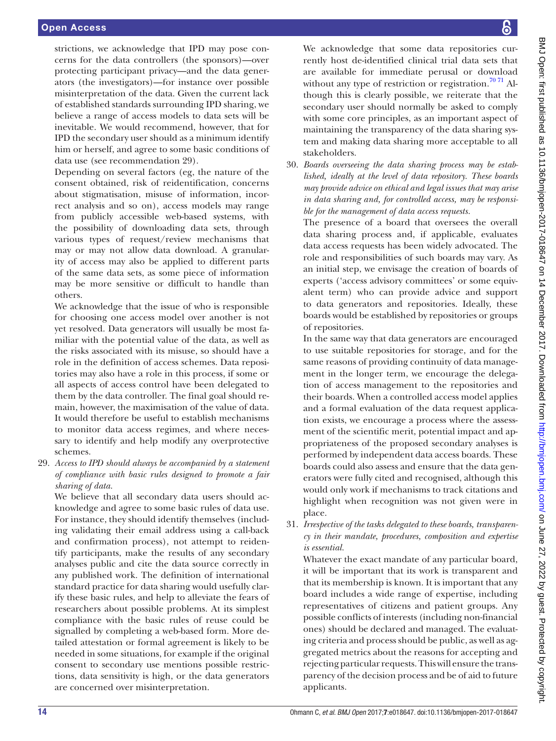strictions, we acknowledge that IPD may pose concerns for the data controllers (the sponsors)—over protecting participant privacy—and the data generators (the investigators)—for instance over possible misinterpretation of the data. Given the current lack of established standards surrounding IPD sharing, we believe a range of access models to data sets will be inevitable. We would recommend, however, that for IPD the secondary user should as a minimum identify him or herself, and agree to some basic conditions of data use (see recommendation 29).

Depending on several factors (eg, the nature of the consent obtained, risk of reidentification, concerns about stigmatisation, misuse of information, incorrect analysis and so on), access models may range from publicly accessible web-based systems, with the possibility of downloading data sets, through various types of request/review mechanisms that may or may not allow data download. A granularity of access may also be applied to different parts of the same data sets, as some piece of information may be more sensitive or difficult to handle than others.

We acknowledge that the issue of who is responsible for choosing one access model over another is not yet resolved. Data generators will usually be most familiar with the potential value of the data, as well as the risks associated with its misuse, so should have a role in the definition of access schemes. Data repositories may also have a role in this process, if some or all aspects of access control have been delegated to them by the data controller. The final goal should remain, however, the maximisation of the value of data. It would therefore be useful to establish mechanisms to monitor data access regimes, and where necessary to identify and help modify any overprotective schemes.

29. *Access to IPD should always be accompanied by a statement of compliance with basic rules designed to promote a fair sharing of data.*

    We believe that all secondary data users should acknowledge and agree to some basic rules of data use. For instance, they should identify themselves (including validating their email address using a call-back and confirmation process), not attempt to reidentify participants, make the results of any secondary analyses public and cite the data source correctly in any published work. The definition of international standard practice for data sharing would usefully clarify these basic rules, and help to alleviate the fears of researchers about possible problems. At its simplest compliance with the basic rules of reuse could be signalled by completing a web-based form. More detailed attestation or formal agreement is likely to be needed in some situations, for example if the original consent to secondary use mentions possible restrictions, data sensitivity is high, or the data generators are concerned over misinterpretation.

    We acknowledge that some data repositories currently host de-identified clinical trial data sets that are available for immediate perusal or download without any type of restriction or registration.[70,71] Although this is clearly possible, we reiterate that the secondary user should normally be asked to comply with some core principles, as an important aspect of maintaining the transparency of the data sharing system and making data sharing more acceptable to all stakeholders.

30. *Boards overseeing the data sharing process may be established, ideally at the level of data repository. These boards may provide advice on ethical and legal issues that may arise in data sharing and, for controlled access, may be responsible for the management of data access requests.*

    The presence of a board that oversees the overall data sharing process and, if applicable, evaluates data access requests has been widely advocated. The role and responsibilities of such boards may vary. As an initial step, we envisage the creation of boards of experts ('access advisory committees' or some equivalent term) who can provide advice and support to data generators and repositories. Ideally, these boards would be established by repositories or groups of repositories.

    In the same way that data generators are encouraged to use suitable repositories for storage, and for the same reasons of providing continuity of data management in the longer term, we encourage the delegation of access management to the repositories and their boards. When a controlled access model applies and a formal evaluation of the data request application exists, we encourage a process where the assessment of the scientific merit, potential impact and appropriateness of the proposed secondary analyses is performed by independent data access boards. These boards could also assess and ensure that the data generators were fully cited and recognised, although this would only work if mechanisms to track citations and highlight when recognition was not given were in place.

31. *Irrespective of the tasks delegated to these boards, transparency in their mandate, procedures, composition and expertise is essential.*

    Whatever the exact mandate of any particular board, it will be important that its work is transparent and that its membership is known. It is important that any board includes a wide range of expertise, including representatives of citizens and patient groups. Any possible conflicts of interests (including non-financial ones) should be declared and managed. The evaluating criteria and process should be public, as well as aggregated metrics about the reasons for accepting and rejecting particular requests. This will ensure the transparency of the decision process and be of aid to future applicants.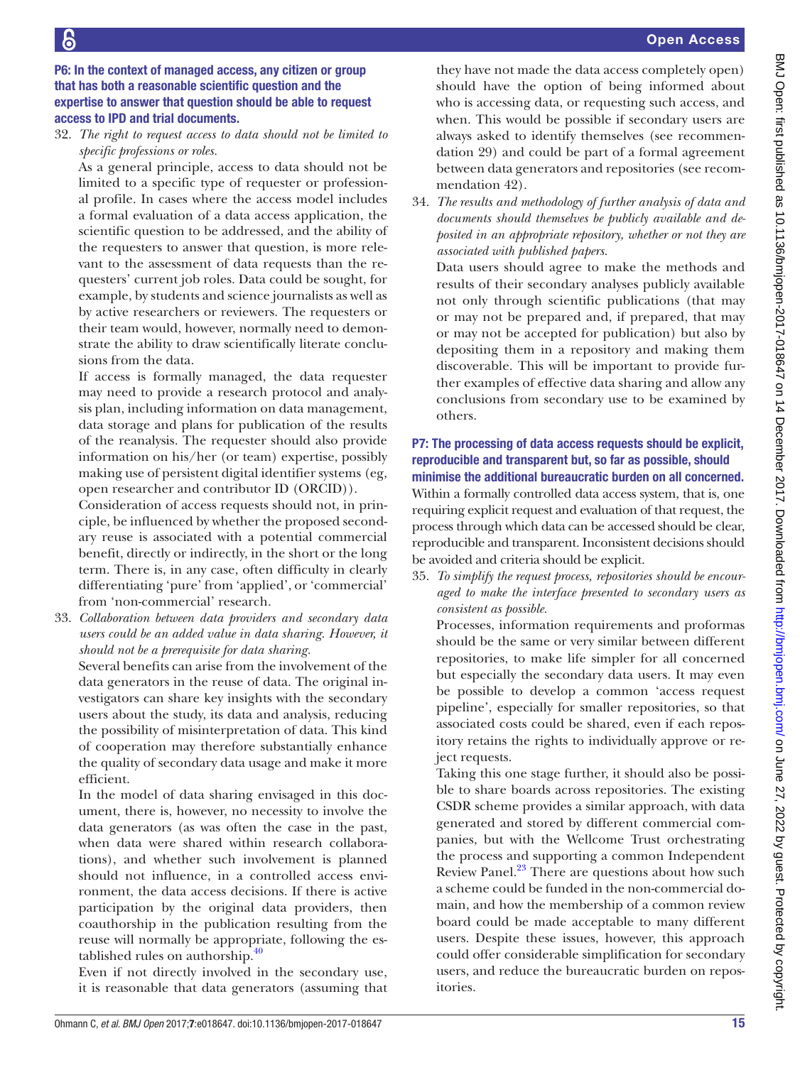**P6: In the context of managed access, any citizen or group that has both a reasonable scientific question and the expertise to answer that question should be able to request access to IPD and trial documents.**

32. *The right to request access to data should not be limited to specific professions or roles.*

    As a general principle, access to data should not be limited to a specific type of requester or professional profile. In cases where the access model includes a formal evaluation of a data access application, the scientific question to be addressed, and the ability of the requesters to answer that question, is more relevant to the assessment of data requests than the requesters' current job roles. Data could be sought, for example, by students and science journalists as well as by active researchers or reviewers. The requesters or their team would, however, normally need to demonstrate the ability to draw scientifically literate conclusions from the data.

    If access is formally managed, the data requester may need to provide a research protocol and analysis plan, including information on data management, data storage and plans for publication of the results of the reanalysis. The requester should also provide information on his/her (or team) expertise, possibly making use of persistent digital identifier systems (eg, open researcher and contributor ID (ORCID)).

    Consideration of access requests should not, in principle, be influenced by whether the proposed secondary reuse is associated with a potential commercial benefit, directly or indirectly, in the short or the long term. There is, in any case, often difficulty in clearly differentiating 'pure' from 'applied', or 'commercial' from 'non-commercial' research.

33. *Collaboration between data providers and secondary data users could be an added value in data sharing. However, it should not be a prerequisite for data sharing.*

    Several benefits can arise from the involvement of the data generators in the reuse of data. The original investigators can share key insights with the secondary users about the study, its data and analysis, reducing the possibility of misinterpretation of data. This kind of cooperation may therefore substantially enhance the quality of secondary data usage and make it more efficient.

    In the model of data sharing envisaged in this document, there is, however, no necessity to involve the data generators (as was often the case in the past, when data were shared within research collaborations), and whether such involvement is planned should not influence, in a controlled access environment, the data access decisions. If there is active participation by the original data providers, then coauthorship in the publication resulting from the reuse will normally be appropriate, following the established rules on authorship.[40]

    Even if not directly involved in the secondary use, it is reasonable that data generators (assuming that they have not made the data access completely open) should have the option of being informed about who is accessing data, or requesting such access, and when. This would be possible if secondary users are always asked to identify themselves (see recommendation 29) and could be part of a formal agreement between data generators and repositories (see recommendation 42).

34. *The results and methodology of further analysis of data and documents should themselves be publicly available and deposited in an appropriate repository, whether or not they are associated with published papers.*

    Data users should agree to make the methods and results of their secondary analyses publicly available not only through scientific publications (that may or may not be prepared and, if prepared, that may or may not be accepted for publication) but also by depositing them in a repository and making them discoverable. This will be important to provide further examples of effective data sharing and allow any conclusions from secondary use to be examined by others.

**P7: The processing of data access requests should be explicit, reproducible and transparent but, so far as possible, should minimise the additional bureaucratic burden on all concerned.**

Within a formally controlled data access system, that is, one requiring explicit request and evaluation of that request, the process through which data can be accessed should be clear, reproducible and transparent. Inconsistent decisions should be avoided and criteria should be explicit.

35. *To simplify the request process, repositories should be encouraged to make the interface presented to secondary users as consistent as possible.*

    Processes, information requirements and proformas should be the same or very similar between different repositories, to make life simpler for all concerned but especially the secondary data users. It may even be possible to develop a common 'access request pipeline', especially for smaller repositories, so that associated costs could be shared, even if each repository retains the rights to individually approve or reject requests.

    Taking this one stage further, it should also be possible to share boards across repositories. The existing CSDR scheme provides a similar approach, with data generated and stored by different commercial companies, but with the Wellcome Trust orchestrating the process and supporting a common Independent Review Panel.[23] There are questions about how such a scheme could be funded in the non-commercial domain, and how the membership of a common review board could be made acceptable to many different users. Despite these issues, however, this approach could offer considerable simplification for secondary users, and reduce the bureaucratic burden on repositories.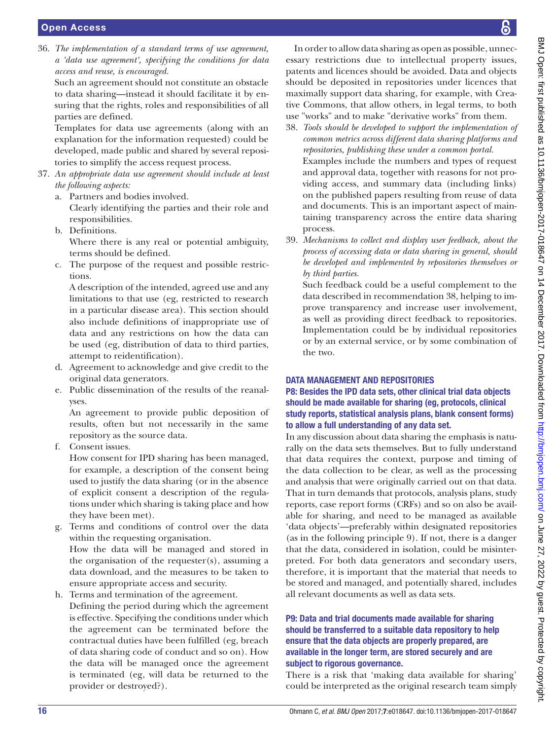36. *The implementation of a standard terms of use agreement, a 'data use agreement', specifying the conditions for data access and reuse, is encouraged.*

    Such an agreement should not constitute an obstacle to data sharing—instead it should facilitate it by ensuring that the rights, roles and responsibilities of all parties are defined.

    Templates for data use agreements (along with an explanation for the information requested) could be developed, made public and shared by several repositories to simplify the access request process.

37. *An appropriate data use agreement should include at least the following aspects:*

    a. Partners and bodies involved.
       Clearly identifying the parties and their role and responsibilities.
    b. Definitions.
       Where there is any real or potential ambiguity, terms should be defined.
    c. The purpose of the request and possible restrictions.
       A description of the intended, agreed use and any limitations to that use (eg, restricted to research in a particular disease area). This section should also include definitions of inappropriate use of data and any restrictions on how the data can be used (eg, distribution of data to third parties, attempt to reidentification).
    d. Agreement to acknowledge and give credit to the original data generators.
    e. Public dissemination of the results of the reanalyses.
       An agreement to provide public deposition of results, often but not necessarily in the same repository as the source data.
    f. Consent issues.
       How consent for IPD sharing has been managed, for example, a description of the consent being used to justify the data sharing (or in the absence of explicit consent a description of the regulations under which sharing is taking place and how they have been met).
    g. Terms and conditions of control over the data within the requesting organisation.
       How the data will be managed and stored in the organisation of the requester(s), assuming a data download, and the measures to be taken to ensure appropriate access and security.
    h. Terms and termination of the agreement.
       Defining the period during which the agreement is effective. Specifying the conditions under which the agreement can be terminated before the contractual duties have been fulfilled (eg, breach of data sharing code of conduct and so on). How the data will be managed once the agreement is terminated (eg, will data be returned to the provider or destroyed?).

    In order to allow data sharing as open as possible, unnecessary restrictions due to intellectual property issues, patents and licences should be avoided. Data and objects should be deposited in repositories under licences that maximally support data sharing, for example, with Creative Commons, that allow others, in legal terms, to both use "works" and to make "derivative works" from them.

38. *Tools should be developed to support the implementation of common metrics across different data sharing platforms and repositories, publishing these under a common portal.*

    Examples include the numbers and types of request and approval data, together with reasons for not providing access, and summary data (including links) on the published papers resulting from reuse of data and documents. This is an important aspect of maintaining transparency across the entire data sharing process.

39. *Mechanisms to collect and display user feedback, about the process of accessing data or data sharing in general, should be developed and implemented by repositories themselves or by third parties.*

    Such feedback could be a useful complement to the data described in recommendation 38, helping to improve transparency and increase user involvement, as well as providing direct feedback to repositories. Implementation could be by individual repositories or by an external service, or by some combination of the two.

## DATA MANAGEMENT AND REPOSITORIES

### P8: Besides the IPD data sets, other clinical trial data objects should be made available for sharing (eg, protocols, clinical study reports, statistical analysis plans, blank consent forms) to allow a full understanding of any data set.

In any discussion about data sharing the emphasis is naturally on the data sets themselves. But to fully understand that data requires the context, purpose and timing of the data collection to be clear, as well as the processing and analysis that were originally carried out on that data. That in turn demands that protocols, analysis plans, study reports, case report forms (CRFs) and so on also be available for sharing, and need to be managed as available 'data objects'—preferably within designated repositories (as in the following principle 9). If not, there is a danger that the data, considered in isolation, could be misinterpreted. For both data generators and secondary users, therefore, it is important that the material that needs to be stored and managed, and potentially shared, includes all relevant documents as well as data sets.

### P9: Data and trial documents made available for sharing should be transferred to a suitable data repository to help ensure that the data objects are properly prepared, are available in the longer term, are stored securely and are subject to rigorous governance.

There is a risk that 'making data available for sharing' could be interpreted as the original research team simply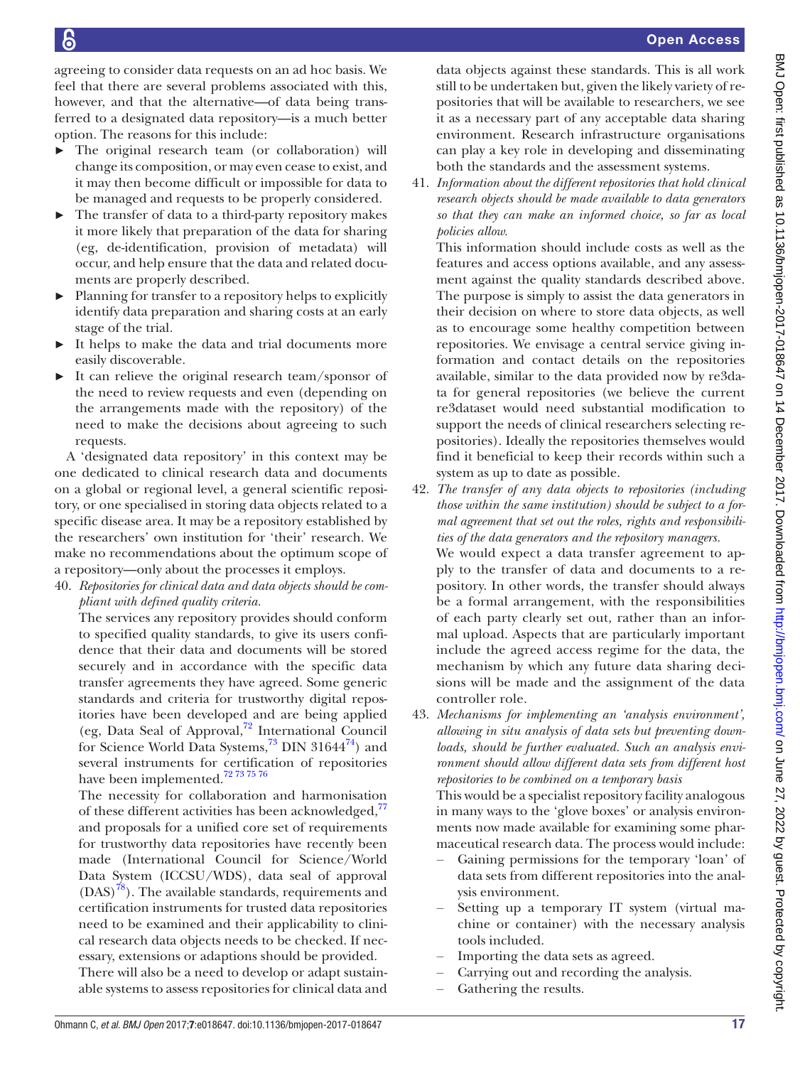agreeing to consider data requests on an ad hoc basis. We feel that there are several problems associated with this, however, and that the alternative—of data being transferred to a designated data repository—is a much better option. The reasons for this include:

- The original research team (or collaboration) will change its composition, or may even cease to exist, and it may then become difficult or impossible for data to be managed and requests to be properly considered.
- The transfer of data to a third-party repository makes it more likely that preparation of the data for sharing (eg, de-identification, provision of metadata) will occur, and help ensure that the data and related documents are properly described.
- Planning for transfer to a repository helps to explicitly identify data preparation and sharing costs at an early stage of the trial.
- It helps to make the data and trial documents more easily discoverable.
- It can relieve the original research team/sponsor of the need to review requests and even (depending on the arrangements made with the repository) of the need to make the decisions about agreeing to such requests.

A 'designated data repository' in this context may be one dedicated to clinical research data and documents on a global or regional level, a general scientific repository, or one specialised in storing data objects related to a specific disease area. It may be a repository established by the researchers' own institution for 'their' research. We make no recommendations about the optimum scope of a repository—only about the processes it employs.

40. *Repositories for clinical data and data objects should be compliant with defined quality criteria.*

    The services any repository provides should conform to specified quality standards, to give its users confidence that their data and documents will be stored securely and in accordance with the specific data transfer agreements they have agreed. Some generic standards and criteria for trustworthy digital repositories have been developed and are being applied (eg, Data Seal of Approval,[72] International Council for Science World Data Systems,[73] DIN 31644[74]) and several instruments for certification of repositories have been implemented.[72 73 75 76]

    The necessity for collaboration and harmonisation of these different activities has been acknowledged,[77] and proposals for a unified core set of requirements for trustworthy data repositories have recently been made (International Council for Science/World Data System (ICCSU/WDS), data seal of approval (DAS)[78]). The available standards, requirements and certification instruments for trusted data repositories need to be examined and their applicability to clinical research data objects needs to be checked. If necessary, extensions or adaptions should be provided.

    There will also be a need to develop or adapt sustainable systems to assess repositories for clinical data and data objects against these standards. This is all work still to be undertaken but, given the likely variety of repositories that will be available to researchers, we see it as a necessary part of any acceptable data sharing environment. Research infrastructure organisations can play a key role in developing and disseminating both the standards and the assessment systems.

41. *Information about the different repositories that hold clinical research objects should be made available to data generators so that they can make an informed choice, so far as local policies allow.*

    This information should include costs as well as the features and access options available, and any assessment against the quality standards described above. The purpose is simply to assist the data generators in their decision on where to store data objects, as well as to encourage some healthy competition between repositories. We envisage a central service giving information and contact details on the repositories available, similar to the data provided now by re3data for general repositories (we believe the current re3dataset would need substantial modification to support the needs of clinical researchers selecting repositories). Ideally the repositories themselves would find it beneficial to keep their records within such a system as up to date as possible.

42. *The transfer of any data objects to repositories (including those within the same institution) should be subject to a formal agreement that set out the roles, rights and responsibilities of the data generators and the repository managers.*

    We would expect a data transfer agreement to apply to the transfer of data and documents to a repository. In other words, the transfer should always be a formal arrangement, with the responsibilities of each party clearly set out, rather than an informal upload. Aspects that are particularly important include the agreed access regime for the data, the mechanism by which any future data sharing decisions will be made and the assignment of the data controller role.

43. *Mechanisms for implementing an 'analysis environment', allowing in situ analysis of data sets but preventing downloads, should be further evaluated. Such an analysis environment should allow different data sets from different host repositories to be combined on a temporary basis*

    This would be a specialist repository facility analogous in many ways to the 'glove boxes' or analysis environments now made available for examining some pharmaceutical research data. The process would include:

    - Gaining permissions for the temporary 'loan' of data sets from different repositories into the analysis environment.
    - Setting up a temporary IT system (virtual machine or container) with the necessary analysis tools included.
    - Importing the data sets as agreed.
    - Carrying out and recording the analysis.
    - Gathering the results.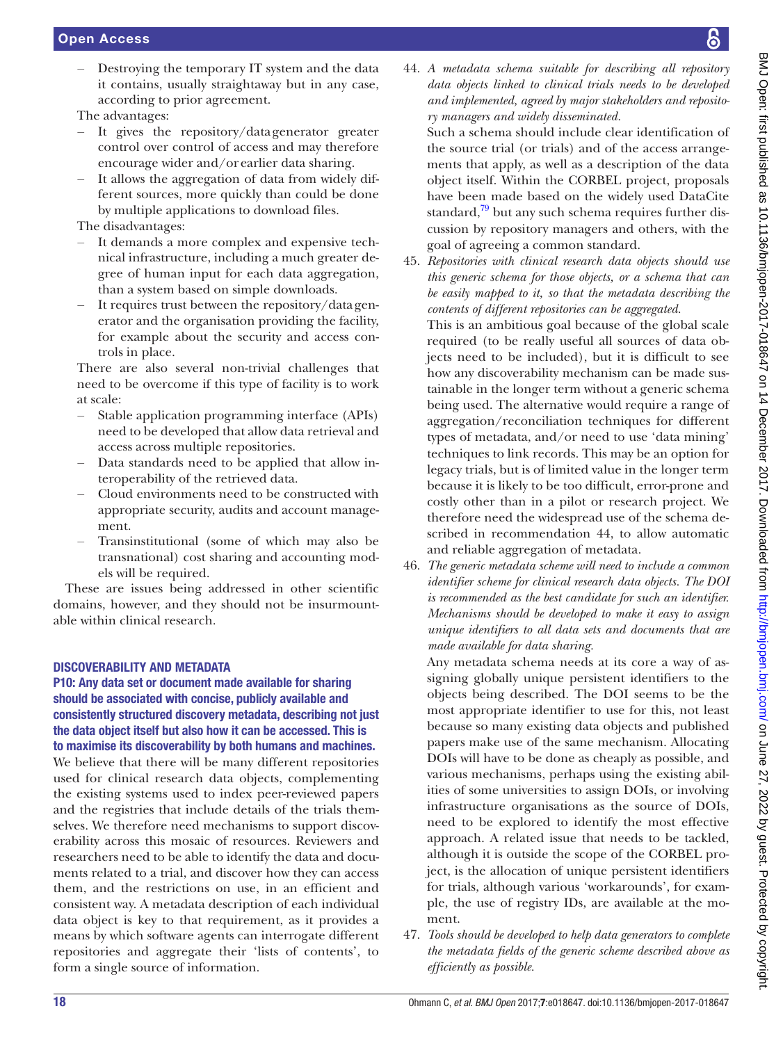– Destroying the temporary IT system and the data it contains, usually straightaway but in any case, according to prior agreement.

The advantages:

– It gives the repository/datagenerator greater control over control of access and may therefore encourage wider and/or earlier data sharing.
– It allows the aggregation of data from widely different sources, more quickly than could be done by multiple applications to download files.

The disadvantages:

– It demands a more complex and expensive technical infrastructure, including a much greater degree of human input for each data aggregation, than a system based on simple downloads.
– It requires trust between the repository/datagenerator and the organisation providing the facility, for example about the security and access controls in place.

There are also several non-trivial challenges that need to be overcome if this type of facility is to work at scale:

– Stable application programming interface (APIs) need to be developed that allow data retrieval and access across multiple repositories.
– Data standards need to be applied that allow interoperability of the retrieved data.
– Cloud environments need to be constructed with appropriate security, audits and account management.
– Transinstitutional (some of which may also be transnational) cost sharing and accounting models will be required.

These are issues being addressed in other scientific domains, however, and they should not be insurmountable within clinical research.

## DISCOVERABILITY AND METADATA

**P10: Any data set or document made available for sharing should be associated with concise, publicly available and consistently structured discovery metadata, describing not just the data object itself but also how it can be accessed. This is to maximise its discoverability by both humans and machines.**

We believe that there will be many different repositories used for clinical research data objects, complementing the existing systems used to index peer-reviewed papers and the registries that include details of the trials themselves. We therefore need mechanisms to support discoverability across this mosaic of resources. Reviewers and researchers need to be able to identify the data and documents related to a trial, and discover how they can access them, and the restrictions on use, in an efficient and consistent way. A metadata description of each individual data object is key to that requirement, as it provides a means by which software agents can interrogate different repositories and aggregate their 'lists of contents', to form a single source of information.

44. *A metadata schema suitable for describing all repository data objects linked to clinical trials needs to be developed and implemented, agreed by major stakeholders and repository managers and widely disseminated.*

    Such a schema should include clear identification of the source trial (or trials) and of the access arrangements that apply, as well as a description of the data object itself. Within the CORBEL project, proposals have been made based on the widely used DataCite standard,[79] but any such schema requires further discussion by repository managers and others, with the goal of agreeing a common standard.

45. *Repositories with clinical research data objects should use this generic schema for those objects, or a schema that can be easily mapped to it, so that the metadata describing the contents of different repositories can be aggregated.*

    This is an ambitious goal because of the global scale required (to be really useful all sources of data objects need to be included), but it is difficult to see how any discoverability mechanism can be made sustainable in the longer term without a generic schema being used. The alternative would require a range of aggregation/reconciliation techniques for different types of metadata, and/or need to use 'data mining' techniques to link records. This may be an option for legacy trials, but is of limited value in the longer term because it is likely to be too difficult, error-prone and costly other than in a pilot or research project. We therefore need the widespread use of the schema described in recommendation 44, to allow automatic and reliable aggregation of metadata.

46. *The generic metadata scheme will need to include a common identifier scheme for clinical research data objects. The DOI is recommended as the best candidate for such an identifier. Mechanisms should be developed to make it easy to assign unique identifiers to all data sets and documents that are made available for data sharing.*

    Any metadata schema needs at its core a way of assigning globally unique persistent identifiers to the objects being described. The DOI seems to be the most appropriate identifier to use for this, not least because so many existing data objects and published papers make use of the same mechanism. Allocating DOIs will have to be done as cheaply as possible, and various mechanisms, perhaps using the existing abilities of some universities to assign DOIs, or involving infrastructure organisations as the source of DOIs, need to be explored to identify the most effective approach. A related issue that needs to be tackled, although it is outside the scope of the CORBEL project, is the allocation of unique persistent identifiers for trials, although various 'workarounds', for example, the use of registry IDs, are available at the moment.

47. *Tools should be developed to help data generators to complete the metadata fields of the generic scheme described above as efficiently as possible.*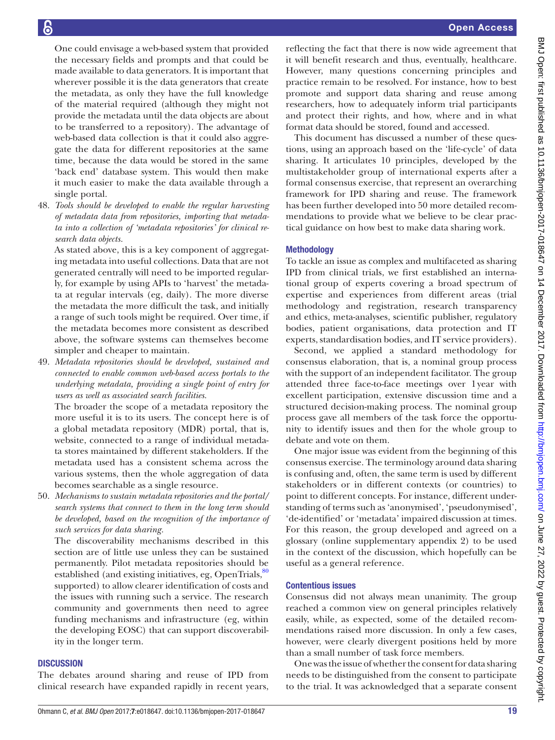One could envisage a web-based system that provided the necessary fields and prompts and that could be made available to data generators. It is important that wherever possible it is the data generators that create the metadata, as only they have the full knowledge of the material required (although they might not provide the metadata until the data objects are about to be transferred to a repository). The advantage of web-based data collection is that it could also aggregate the data for different repositories at the same time, because the data would be stored in the same 'back end' database system. This would then make it much easier to make the data available through a single portal.

48. *Tools should be developed to enable the regular harvesting of metadata data from repositories, importing that metadata into a collection of 'metadata repositories' for clinical research data objects.*

    As stated above, this is a key component of aggregating metadata into useful collections. Data that are not generated centrally will need to be imported regularly, for example by using APIs to 'harvest' the metadata at regular intervals (eg, daily). The more diverse the metadata the more difficult the task, and initially a range of such tools might be required. Over time, if the metadata becomes more consistent as described above, the software systems can themselves become simpler and cheaper to maintain.

49. *Metadata repositories should be developed, sustained and connected to enable common web-based access portals to the underlying metadata, providing a single point of entry for users as well as associated search facilities.*

    The broader the scope of a metadata repository the more useful it is to its users. The concept here is of a global metadata repository (MDR) portal, that is, website, connected to a range of individual metadata stores maintained by different stakeholders. If the metadata used has a consistent schema across the various systems, then the whole aggregation of data becomes searchable as a single resource.

50. *Mechanisms to sustain metadata repositories and the portal/search systems that connect to them in the long term should be developed, based on the recognition of the importance of such services for data sharing.*

    The discoverability mechanisms described in this section are of little use unless they can be sustained permanently. Pilot metadata repositories should be established (and existing initiatives, eg, OpenTrials,[80] supported) to allow clearer identification of costs and the issues with running such a service. The research community and governments then need to agree funding mechanisms and infrastructure (eg, within the developing EOSC) that can support discoverability in the longer term.

## DISCUSSION

The debates around sharing and reuse of IPD from clinical research have expanded rapidly in recent years, reflecting the fact that there is now wide agreement that it will benefit research and thus, eventually, healthcare. However, many questions concerning principles and practice remain to be resolved. For instance, how to best promote and support data sharing and reuse among researchers, how to adequately inform trial participants and protect their rights, and how, where and in what format data should be stored, found and accessed.

This document has discussed a number of these questions, using an approach based on the 'life-cycle' of data sharing. It articulates 10 principles, developed by the multistakeholder group of international experts after a formal consensus exercise, that represent an overarching framework for IPD sharing and reuse. The framework has been further developed into 50 more detailed recommendations to provide what we believe to be clear practical guidance on how best to make data sharing work.

### Methodology

To tackle an issue as complex and multifaceted as sharing IPD from clinical trials, we first established an international group of experts covering a broad spectrum of expertise and experiences from different areas (trial methodology and registration, research transparency and ethics, meta-analyses, scientific publisher, regulatory bodies, patient organisations, data protection and IT experts, standardisation bodies, and IT service providers).

Second, we applied a standard methodology for consensus elaboration, that is, a nominal group process with the support of an independent facilitator. The group attended three face-to-face meetings over 1 year with excellent participation, extensive discussion time and a structured decision-making process. The nominal group process gave all members of the task force the opportunity to identify issues and then for the whole group to debate and vote on them.

One major issue was evident from the beginning of this consensus exercise. The terminology around data sharing is confusing and, often, the same term is used by different stakeholders or in different contexts (or countries) to point to different concepts. For instance, different understanding of terms such as 'anonymised', 'pseudonymised', 'de-identified' or 'metadata' impaired discussion at times. For this reason, the group developed and agreed on a glossary (online supplementary appendix 2) to be used in the context of the discussion, which hopefully can be useful as a general reference.

### Contentious issues

Consensus did not always mean unanimity. The group reached a common view on general principles relatively easily, while, as expected, some of the detailed recommendations raised more discussion. In only a few cases, however, were clearly divergent positions held by more than a small number of task force members.

One was the issue of whether the consent for data sharing needs to be distinguished from the consent to participate to the trial. It was acknowledged that a separate consent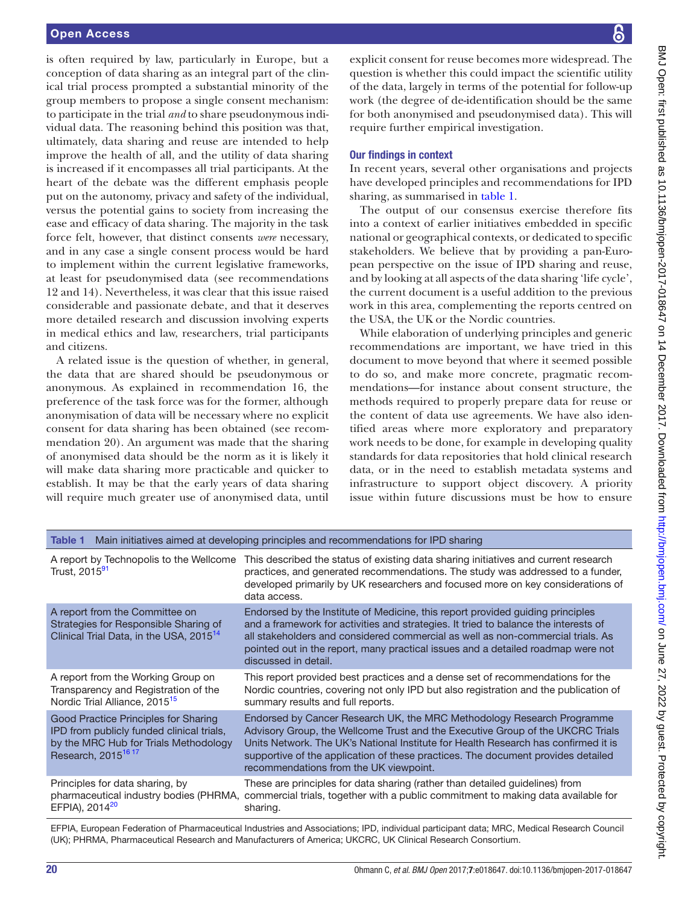is often required by law, particularly in Europe, but a conception of data sharing as an integral part of the clinical trial process prompted a substantial minority of the group members to propose a single consent mechanism: to participate in the trial *and* to share pseudonymous individual data. The reasoning behind this position was that, ultimately, data sharing and reuse are intended to help improve the health of all, and the utility of data sharing is increased if it encompasses all trial participants. At the heart of the debate was the different emphasis people put on the autonomy, privacy and safety of the individual, versus the potential gains to society from increasing the ease and efficacy of data sharing. The majority in the task force felt, however, that distinct consents *were* necessary, and in any case a single consent process would be hard to implement within the current legislative frameworks, at least for pseudonymised data (see recommendations 12 and 14). Nevertheless, it was clear that this issue raised considerable and passionate debate, and that it deserves more detailed research and discussion involving experts in medical ethics and law, researchers, trial participants and citizens.

A related issue is the question of whether, in general, the data that are shared should be pseudonymous or anonymous. As explained in recommendation 16, the preference of the task force was for the former, although anonymisation of data will be necessary where no explicit consent for data sharing has been obtained (see recommendation 20). An argument was made that the sharing of anonymised data should be the norm as it is likely it will make data sharing more practicable and quicker to establish. It may be that the early years of data sharing will require much greater use of anonymised data, until explicit consent for reuse becomes more widespread. The question is whether this could impact the scientific utility of the data, largely in terms of the potential for follow-up work (the degree of de-identification should be the same for both anonymised and pseudonymised data). This will require further empirical investigation.

### Our findings in context

In recent years, several other organisations and projects have developed principles and recommendations for IPD sharing, as summarised in table 1.

The output of our consensus exercise therefore fits into a context of earlier initiatives embedded in specific national or geographical contexts, or dedicated to specific stakeholders. We believe that by providing a pan-European perspective on the issue of IPD sharing and reuse, and by looking at all aspects of the data sharing 'life cycle', the current document is a useful addition to the previous work in this area, complementing the reports centred on the USA, the UK or the Nordic countries.

While elaboration of underlying principles and generic recommendations are important, we have tried in this document to move beyond that where it seemed possible to do so, and make more concrete, pragmatic recommendations—for instance about consent structure, the methods required to properly prepare data for reuse or the content of data use agreements. We have also identified areas where more exploratory and preparatory work needs to be done, for example in developing quality standards for data repositories that hold clinical research data, or in the need to establish metadata systems and infrastructure to support object discovery. A priority issue within future discussions must be how to ensure

**Table 1** Main initiatives aimed at developing principles and recommendations for IPD sharing

| | |
|---|---|
| A report by Technopolis to the Wellcome Trust, 2015[91] | This described the status of existing data sharing initiatives and current research practices, and generated recommendations. The study was addressed to a funder, developed primarily by UK researchers and focused more on key considerations of data access. |
| A report from the Committee on Strategies for Responsible Sharing of Clinical Trial Data, in the USA, 2015[14] | Endorsed by the Institute of Medicine, this report provided guiding principles and a framework for activities and strategies. It tried to balance the interests of all stakeholders and considered commercial as well as non-commercial trials. As pointed out in the report, many practical issues and a detailed roadmap were not discussed in detail. |
| A report from the Working Group on Transparency and Registration of the Nordic Trial Alliance, 2015[15] | This report provided best practices and a dense set of recommendations for the Nordic countries, covering not only IPD but also registration and the publication of summary results and full reports. |
| Good Practice Principles for Sharing IPD from publicly funded clinical trials, by the MRC Hub for Trials Methodology Research, 2015[16,17] | Endorsed by Cancer Research UK, the MRC Methodology Research Programme Advisory Group, the Wellcome Trust and the Executive Group of the UKCRC Trials Units Network. The UK's National Institute for Health Research has confirmed it is supportive of the application of these practices. The document provides detailed recommendations from the UK viewpoint. |
| Principles for data sharing, by pharmaceutical industry bodies (PHRMA, EFPIA), 2014[20] | These are principles for data sharing (rather than detailed guidelines) from commercial trials, together with a public commitment to making data available for sharing. |

EFPIA, European Federation of Pharmaceutical Industries and Associations; IPD, individual participant data; MRC, Medical Research Council (UK); PHRMA, Pharmaceutical Research and Manufacturers of America; UKCRC, UK Clinical Research Consortium.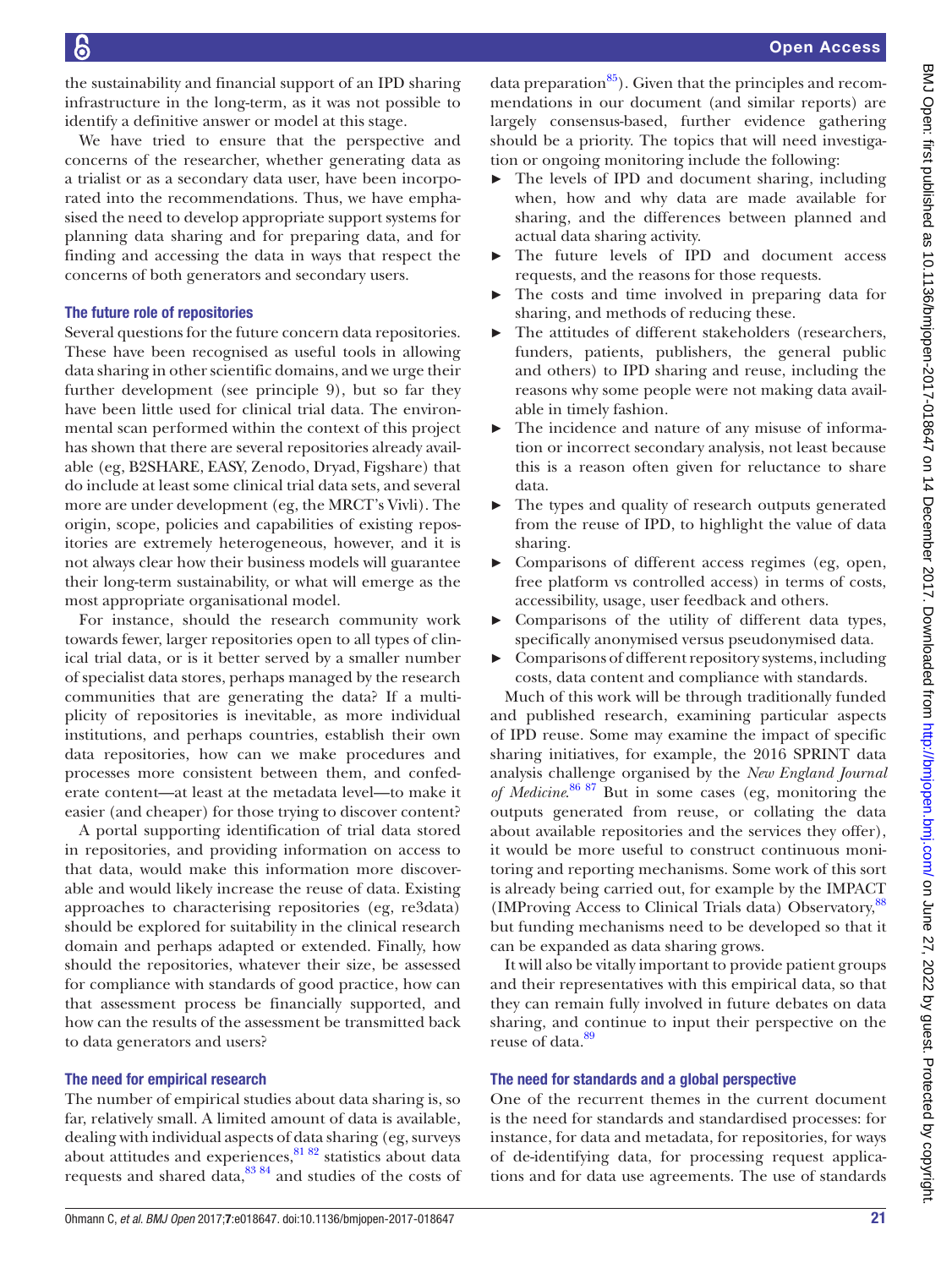the sustainability and financial support of an IPD sharing infrastructure in the long-term, as it was not possible to identify a definitive answer or model at this stage.

We have tried to ensure that the perspective and concerns of the researcher, whether generating data as a trialist or as a secondary data user, have been incorporated into the recommendations. Thus, we have emphasised the need to develop appropriate support systems for planning data sharing and for preparing data, and for finding and accessing the data in ways that respect the concerns of both generators and secondary users.

### The future role of repositories

Several questions for the future concern data repositories. These have been recognised as useful tools in allowing data sharing in other scientific domains, and we urge their further development (see principle 9), but so far they have been little used for clinical trial data. The environmental scan performed within the context of this project has shown that there are several repositories already available (eg, B2SHARE, EASY, Zenodo, Dryad, Figshare) that do include at least some clinical trial data sets, and several more are under development (eg, the MRCT's Vivli). The origin, scope, policies and capabilities of existing repositories are extremely heterogeneous, however, and it is not always clear how their business models will guarantee their long-term sustainability, or what will emerge as the most appropriate organisational model.

For instance, should the research community work towards fewer, larger repositories open to all types of clinical trial data, or is it better served by a smaller number of specialist data stores, perhaps managed by the research communities that are generating the data? If a multiplicity of repositories is inevitable, as more individual institutions, and perhaps countries, establish their own data repositories, how can we make procedures and processes more consistent between them, and confederate content—at least at the metadata level—to make it easier (and cheaper) for those trying to discover content?

A portal supporting identification of trial data stored in repositories, and providing information on access to that data, would make this information more discoverable and would likely increase the reuse of data. Existing approaches to characterising repositories (eg, re3data) should be explored for suitability in the clinical research domain and perhaps adapted or extended. Finally, how should the repositories, whatever their size, be assessed for compliance with standards of good practice, how can that assessment process be financially supported, and how can the results of the assessment be transmitted back to data generators and users?

### The need for empirical research

The number of empirical studies about data sharing is, so far, relatively small. A limited amount of data is available, dealing with individual aspects of data sharing (eg, surveys about attitudes and experiences,[81 82] statistics about data requests and shared data,[83 84] and studies of the costs of data preparation[85]). Given that the principles and recommendations in our document (and similar reports) are largely consensus-based, further evidence gathering should be a priority. The topics that will need investigation or ongoing monitoring include the following:

- The levels of IPD and document sharing, including when, how and why data are made available for sharing, and the differences between planned and actual data sharing activity.
- The future levels of IPD and document access requests, and the reasons for those requests.
- The costs and time involved in preparing data for sharing, and methods of reducing these.
- The attitudes of different stakeholders (researchers, funders, patients, publishers, the general public and others) to IPD sharing and reuse, including the reasons why some people were not making data available in timely fashion.
- The incidence and nature of any misuse of information or incorrect secondary analysis, not least because this is a reason often given for reluctance to share data.
- The types and quality of research outputs generated from the reuse of IPD, to highlight the value of data sharing.
- Comparisons of different access regimes (eg, open, free platform vs controlled access) in terms of costs, accessibility, usage, user feedback and others.
- Comparisons of the utility of different data types, specifically anonymised versus pseudonymised data.
- Comparisons of different repository systems, including costs, data content and compliance with standards.

Much of this work will be through traditionally funded and published research, examining particular aspects of IPD reuse. Some may examine the impact of specific sharing initiatives, for example, the 2016 SPRINT data analysis challenge organised by the *New England Journal of Medicine*.[86 87] But in some cases (eg, monitoring the outputs generated from reuse, or collating the data about available repositories and the services they offer), it would be more useful to construct continuous monitoring and reporting mechanisms. Some work of this sort is already being carried out, for example by the IMPACT (IMProving Access to Clinical Trials data) Observatory,[88] but funding mechanisms need to be developed so that it can be expanded as data sharing grows.

It will also be vitally important to provide patient groups and their representatives with this empirical data, so that they can remain fully involved in future debates on data sharing, and continue to input their perspective on the reuse of data.[89]

### The need for standards and a global perspective

One of the recurrent themes in the current document is the need for standards and standardised processes: for instance, for data and metadata, for repositories, for ways of de-identifying data, for processing request applications and for data use agreements. The use of standards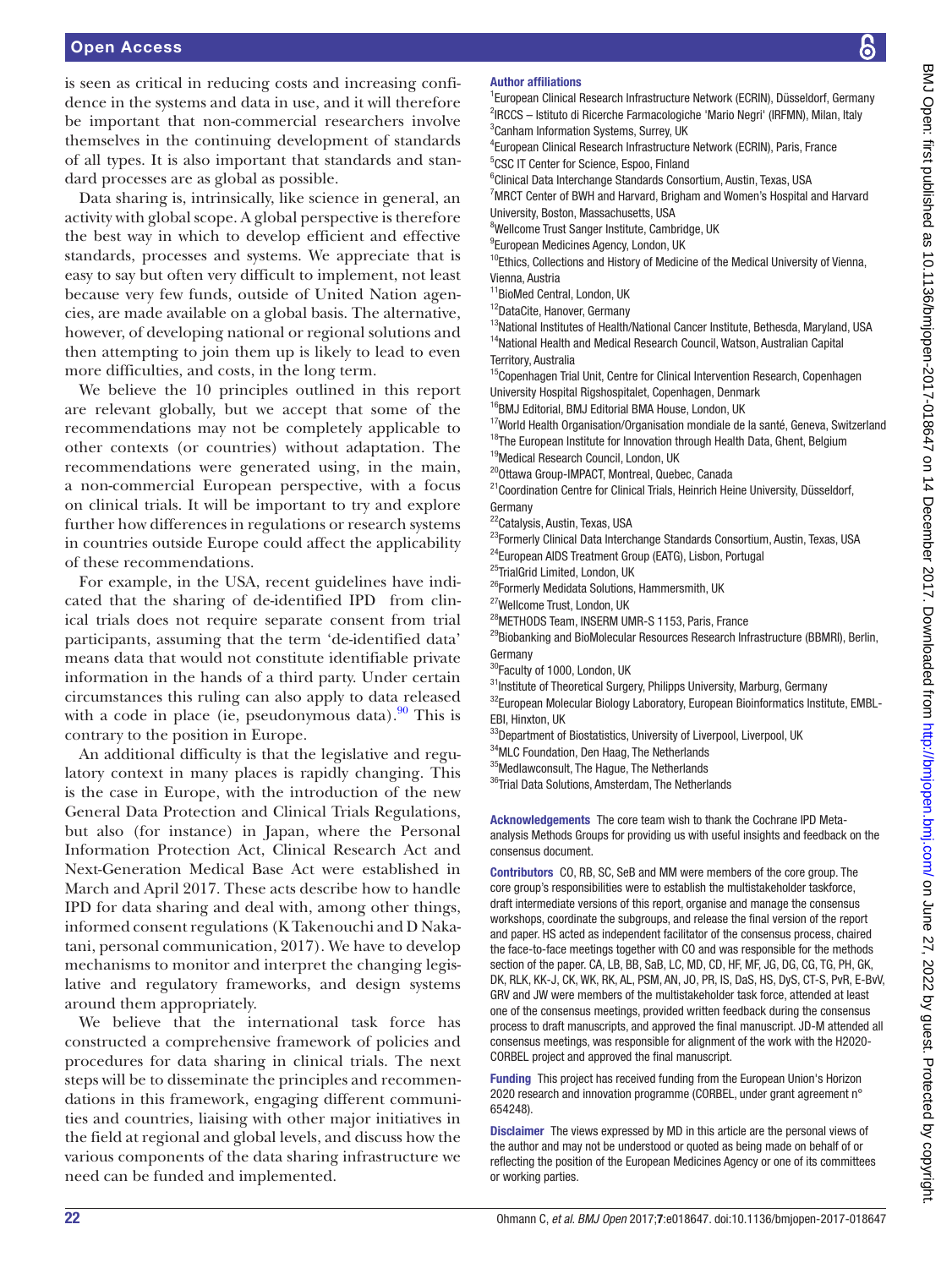is seen as critical in reducing costs and increasing confidence in the systems and data in use, and it will therefore be important that non-commercial researchers involve themselves in the continuing development of standards of all types. It is also important that standards and standard processes are as global as possible.

Data sharing is, intrinsically, like science in general, an activity with global scope. A global perspective is therefore the best way in which to develop efficient and effective standards, processes and systems. We appreciate that is easy to say but often very difficult to implement, not least because very few funds, outside of United Nation agencies, are made available on a global basis. The alternative, however, of developing national or regional solutions and then attempting to join them up is likely to lead to even more difficulties, and costs, in the long term.

We believe the 10 principles outlined in this report are relevant globally, but we accept that some of the recommendations may not be completely applicable to other contexts (or countries) without adaptation. The recommendations were generated using, in the main, a non-commercial European perspective, with a focus on clinical trials. It will be important to try and explore further how differences in regulations or research systems in countries outside Europe could affect the applicability of these recommendations.

For example, in the USA, recent guidelines have indicated that the sharing of de-identified IPD from clinical trials does not require separate consent from trial participants, assuming that the term 'de-identified data' means data that would not constitute identifiable private information in the hands of a third party. Under certain circumstances this ruling can also apply to data released with a code in place (ie, pseudonymous data).[90] This is contrary to the position in Europe.

An additional difficulty is that the legislative and regulatory context in many places is rapidly changing. This is the case in Europe, with the introduction of the new General Data Protection and Clinical Trials Regulations, but also (for instance) in Japan, where the Personal Information Protection Act, Clinical Research Act and Next-Generation Medical Base Act were established in March and April 2017. These acts describe how to handle IPD for data sharing and deal with, among other things, informed consent regulations (K Takenouchi and D Nakatani, personal communication, 2017). We have to develop mechanisms to monitor and interpret the changing legislative and regulatory frameworks, and design systems around them appropriately.

We believe that the international task force has constructed a comprehensive framework of policies and procedures for data sharing in clinical trials. The next steps will be to disseminate the principles and recommendations in this framework, engaging different communities and countries, liaising with other major initiatives in the field at regional and global levels, and discuss how the various components of the data sharing infrastructure we need can be funded and implemented.

**Author affiliations**
[1]European Clinical Research Infrastructure Network (ECRIN), Düsseldorf, Germany
[2]IRCCS – Istituto di Ricerche Farmacologiche 'Mario Negri' (IRFMN), Milan, Italy
[3]Canham Information Systems, Surrey, UK
[4]European Clinical Research Infrastructure Network (ECRIN), Paris, France
[5]CSC IT Center for Science, Espoo, Finland
[6]Clinical Data Interchange Standards Consortium, Austin, Texas, USA
[7]MRCT Center of BWH and Harvard, Brigham and Women's Hospital and Harvard University, Boston, Massachusetts, USA
[8]Wellcome Trust Sanger Institute, Cambridge, UK
[9]European Medicines Agency, London, UK
[10]Ethics, Collections and History of Medicine of the Medical University of Vienna, Vienna, Austria
[11]BioMed Central, London, UK
[12]DataCite, Hanover, Germany
[13]National Institutes of Health/National Cancer Institute, Bethesda, Maryland, USA
[14]National Health and Medical Research Council, Watson, Australian Capital Territory, Australia
[15]Copenhagen Trial Unit, Centre for Clinical Intervention Research, Copenhagen University Hospital Rigshospitalet, Copenhagen, Denmark
[16]BMJ Editorial, BMJ Editorial BMA House, London, UK
[17]World Health Organisation/Organisation mondiale de la santé, Geneva, Switzerland
[18]The European Institute for Innovation through Health Data, Ghent, Belgium
[19]Medical Research Council, London, UK
[20]Ottawa Group-IMPACT, Montreal, Quebec, Canada
[21]Coordination Centre for Clinical Trials, Heinrich Heine University, Düsseldorf, Germany
[22]Catalysis, Austin, Texas, USA
[23]Formerly Clinical Data Interchange Standards Consortium, Austin, Texas, USA
[24]European AIDS Treatment Group (EATG), Lisbon, Portugal
[25]TrialGrid Limited, London, UK
[26]Formerly Medidata Solutions, Hammersmith, UK
[27]Wellcome Trust, London, UK
[28]METHODS Team, INSERM UMR-S 1153, Paris, France
[29]Biobanking and BioMolecular Resources Research Infrastructure (BBMRI), Berlin, Germany
[30]Faculty of 1000, London, UK
[31]Institute of Theoretical Surgery, Philipps University, Marburg, Germany
[32]European Molecular Biology Laboratory, European Bioinformatics Institute, EMBL-EBI, Hinxton, UK
[33]Department of Biostatistics, University of Liverpool, Liverpool, UK
[34]MLC Foundation, Den Haag, The Netherlands
[35]Medlawconsult, The Hague, The Netherlands
[36]Trial Data Solutions, Amsterdam, The Netherlands

**Acknowledgements** The core team wish to thank the Cochrane IPD Meta-analysis Methods Groups for providing us with useful insights and feedback on the consensus document.

**Contributors** CO, RB, SC, SeB and MM were members of the core group. The core group's responsibilities were to establish the multistakeholder taskforce, draft intermediate versions of this report, organise and manage the consensus workshops, coordinate the subgroups, and release the final version of the report and paper. HS acted as independent facilitator of the consensus process, chaired the face-to-face meetings together with CO and was responsible for the methods section of the paper. CA, LB, BB, SaB, LC, MD, CD, HF, MF, JG, DG, CG, TG, PH, GK, DK, RLK, KK-J, CK, WK, RK, AL, PSM, AN, JO, PR, IS, DaS, HS, DyS, CT-S, PvR, E-BvV, GRV and JW were members of the multistakeholder task force, attended at least one of the consensus meetings, provided written feedback during the consensus process to draft manuscripts, and approved the final manuscript. JD-M attended all consensus meetings, was responsible for alignment of the work with the H2020-CORBEL project and approved the final manuscript.

**Funding** This project has received funding from the European Union's Horizon 2020 research and innovation programme (CORBEL, under grant agreement n° 654248).

**Disclaimer** The views expressed by MD in this article are the personal views of the author and may not be understood or quoted as being made on behalf of or reflecting the position of the European Medicines Agency or one of its committees or working parties.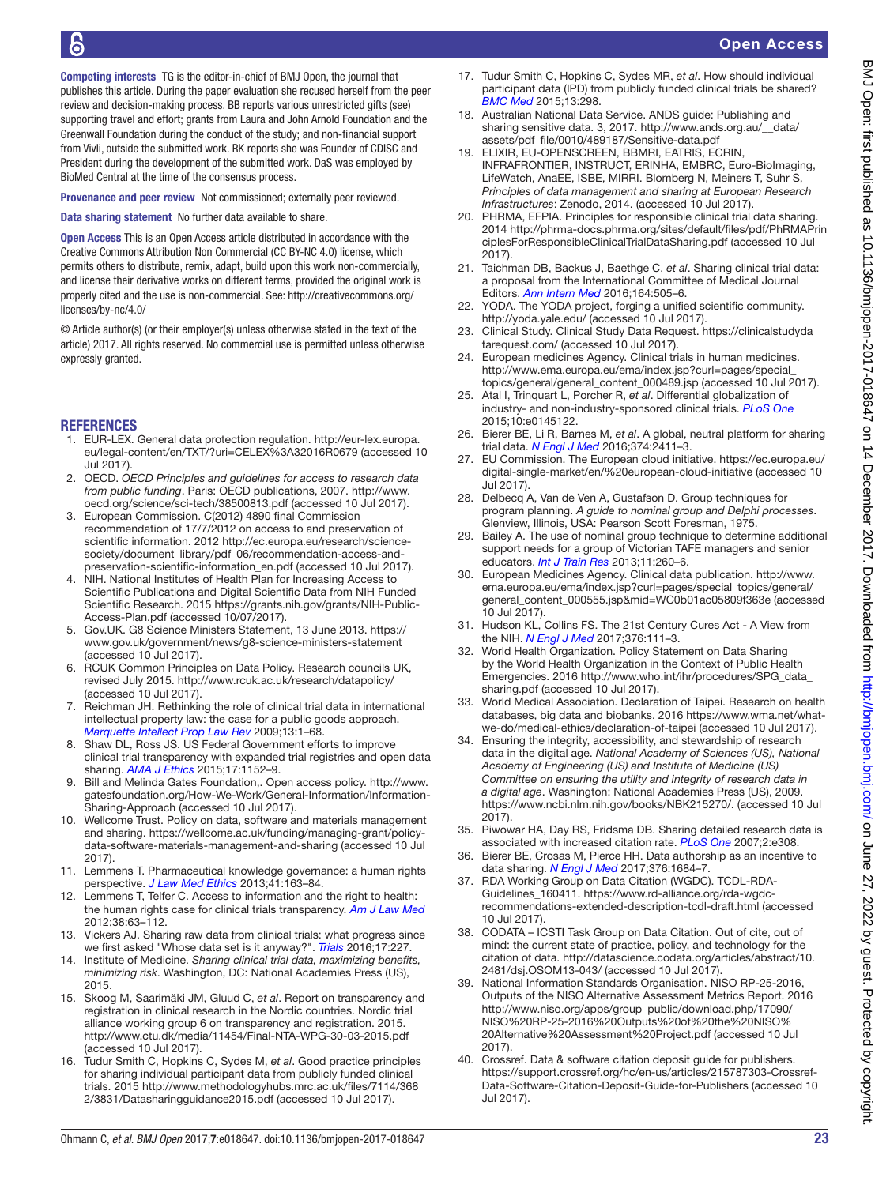**Competing interests** TG is the editor-in-chief of BMJ Open, the journal that publishes this article. During the paper evaluation she recused herself from the peer review and decision-making process. BB reports various unrestricted gifts (see) supporting travel and effort; grants from Laura and John Arnold Foundation and the Greenwall Foundation during the conduct of the study; and non-financial support from Vivli, outside the submitted work. RK reports she was Founder of CDISC and President during the development of the submitted work. DaS was employed by BioMed Central at the time of the consensus process.

**Provenance and peer review** Not commissioned; externally peer reviewed.

**Data sharing statement** No further data available to share.

**Open Access** This is an Open Access article distributed in accordance with the Creative Commons Attribution Non Commercial (CC BY-NC 4.0) license, which permits others to distribute, remix, adapt, build upon this work non-commercially, and license their derivative works on different terms, provided the original work is properly cited and the use is non-commercial. See: http://creativecommons.org/licenses/by-nc/4.0/

© Article author(s) (or their employer(s) unless otherwise stated in the text of the article) 2017. All rights reserved. No commercial use is permitted unless otherwise expressly granted.

## REFERENCES

1. EUR-LEX. General data protection regulation. http://eur-lex.europa.eu/legal-content/en/TXT/?uri=CELEX%3A32016R0679 (accessed 10 Jul 2017).
2. OECD. *OECD Principles and guidelines for access to research data from public funding*. Paris: OECD publications, 2007. http://www.oecd.org/science/sci-tech/38500813.pdf (accessed 10 Jul 2017).
3. European Commission. C(2012) 4890 final Commission recommendation of 17/7/2012 on access to and preservation of scientific information. 2012 http://ec.europa.eu/research/science-society/document_library/pdf_06/recommendation-access-and-preservation-scientific-information_en.pdf (accessed 10 Jul 2017).
4. NIH. National Institutes of Health Plan for Increasing Access to Scientific Publications and Digital Scientific Data from NIH Funded Scientific Research. 2015 https://grants.nih.gov/grants/NIH-Public-Access-Plan.pdf (accessed 10/07/2017).
5. Gov.UK. G8 Science Ministers Statement, 13 June 2013. https://www.gov.uk/government/news/g8-science-ministers-statement (accessed 10 Jul 2017).
6. RCUK Common Principles on Data Policy. Research councils UK, revised July 2015. http://www.rcuk.ac.uk/research/datapolicy/ (accessed 10 Jul 2017).
7. Reichman JH. Rethinking the role of clinical trial data in international intellectual property law: the case for a public goods approach. *Marquette Intellect Prop Law Rev* 2009;13:1–68.
8. Shaw DL, Ross JS. US Federal Government efforts to improve clinical trial transparency with expanded trial registries and open data sharing. *AMA J Ethics* 2015;17:1152–9.
9. Bill and Melinda Gates Foundation,. Open access policy. http://www.gatesfoundation.org/How-We-Work/General-Information/Information-Sharing-Approach (accessed 10 Jul 2017).
10. Wellcome Trust. Policy on data, software and materials management and sharing. https://wellcome.ac.uk/funding/managing-grant/policy-data-software-materials-management-and-sharing (accessed 10 Jul 2017).
11. Lemmens T. Pharmaceutical knowledge governance: a human rights perspective. *J Law Med Ethics* 2013;41:163–84.
12. Lemmens T, Telfer C. Access to information and the right to health: the human rights case for clinical trials transparency. *Am J Law Med* 2012;38:63–112.
13. Vickers AJ. Sharing raw data from clinical trials: what progress since we first asked "Whose data set is it anyway?". *Trials* 2016;17:227.
14. Institute of Medicine. *Sharing clinical trial data, maximizing benefits, minimizing risk*. Washington, DC: National Academies Press (US), 2015.
15. Skoog M, Saarimäki JM, Gluud C, *et al*. Report on transparency and registration in clinical research in the Nordic countries. Nordic trial alliance working group 6 on transparency and registration. 2015. http://www.ctu.dk/media/11454/Final-NTA-WPG-30-03-2015.pdf (accessed 10 Jul 2017).
16. Tudur Smith C, Hopkins C, Sydes M, *et al*. Good practice principles for sharing individual participant data from publicly funded clinical trials. 2015 http://www.methodologyhubs.mrc.ac.uk/files/7114/3682/3831/Datasharingguidance2015.pdf (accessed 10 Jul 2017).
17. Tudur Smith C, Hopkins C, Sydes MR, *et al*. How should individual participant data (IPD) from publicly funded clinical trials be shared? *BMC Med* 2015;13:298.
18. Australian National Data Service. ANDS guide: Publishing and sharing sensitive data. 3, 2017. http://www.ands.org.au/__data/assets/pdf_file/0010/489187/Sensitive-data.pdf
19. ELIXIR, EU-OPENSCREEN, BBMRI, EATRIS, ECRIN, INFRAFRONTIER, INSTRUCT, ERINHA, EMBRC, Euro-BioImaging, LifeWatch, AnaEE, ISBE, MIRRI. Blomberg N, Meiners T, Suhr S, *Principles of data management and sharing at European Research Infrastructures*: Zenodo, 2014. (accessed 10 Jul 2017).
20. PHRMA, EFPIA. Principles for responsible clinical trial data sharing. 2014 http://phrma-docs.phrma.org/sites/default/files/pdf/PhRMAPrinciplesForResponsibleClinicalTrialDataSharing.pdf (accessed 10 Jul 2017).
21. Taichman DB, Backus J, Baethge C, *et al*. Sharing clinical trial data: a proposal from the International Committee of Medical Journal Editors. *Ann Intern Med* 2016;164:505–6.
22. YODA. The YODA project, forging a unified scientific community. http://yoda.yale.edu/ (accessed 10 Jul 2017).
23. Clinical Study. Clinical Study Data Request. https://clinicalstudydatarequest.com/ (accessed 10 Jul 2017).
24. European medicines Agency. Clinical trials in human medicines. http://www.ema.europa.eu/ema/index.jsp?curl=pages/special_topics/general/general_content_000489.jsp (accessed 10 Jul 2017).
25. Atal I, Trinquart L, Porcher R, *et al*. Differential globalization of industry- and non-industry-sponsored clinical trials. *PLoS One* 2015;10:e0145122.
26. Bierer BE, Li R, Barnes M, *et al*. A global, neutral platform for sharing trial data. *N Engl J Med* 2016;374:2411–3.
27. EU Commission. The European cloud initiative. https://ec.europa.eu/digital-single-market/en/%20european-cloud-initiative (accessed 10 Jul 2017).
28. Delbecq A, Van de Ven A, Gustafson D. Group techniques for program planning. *A guide to nominal group and Delphi processes*. Glenview, Illinois, USA: Pearson Scott Foresman, 1975.
29. Bailey A. The use of nominal group technique to determine additional support needs for a group of Victorian TAFE managers and senior educators. *Int J Train Res* 2013;11:260–6.
30. European Medicines Agency. Clinical data publication. http://www.ema.europa.eu/ema/index.jsp?curl=pages/special_topics/general/general_content_000555.jsp&mid=WC0b01ac05809f363e (accessed 10 Jul 2017).
31. Hudson KL, Collins FS. The 21st Century Cures Act - A View from the NIH. *N Engl J Med* 2017;376:111–3.
32. World Health Organization. Policy Statement on Data Sharing by the World Health Organization in the Context of Public Health Emergencies. 2016 http://www.who.int/ihr/procedures/SPG_data_sharing.pdf (accessed 10 Jul 2017).
33. World Medical Association. Declaration of Taipei. Research on health databases, big data and biobanks. 2016 https://www.wma.net/what-we-do/medical-ethics/declaration-of-taipei (accessed 10 Jul 2017).
34. Ensuring the integrity, accessibility, and stewardship of research data in the digital age. *National Academy of Sciences (US), National Academy of Engineering (US) and Institute of Medicine (US) Committee on ensuring the utility and integrity of research data in a digital age*. Washington: National Academies Press (US), 2009. https://www.ncbi.nlm.nih.gov/books/NBK215270/. (accessed 10 Jul 2017).
35. Piwowar HA, Day RS, Fridsma DB. Sharing detailed research data is associated with increased citation rate. *PLoS One* 2007;2:e308.
36. Bierer BE, Crosas M, Pierce HH. Data authorship as an incentive to data sharing. *N Engl J Med* 2017;376:1684–7.
37. RDA Working Group on Data Citation (WGDC). TCDL-RDA-Guidelines_160411. https://www.rd-alliance.org/rda-wgdc-recommendations-extended-description-tcdl-draft.html (accessed 10 Jul 2017).
38. CODATA – ICSTI Task Group on Data Citation. Out of cite, out of mind: the current state of practice, policy, and technology for the citation of data. http://datascience.codata.org/articles/abstract/10.2481/dsj.OSOM13-043/ (accessed 10 Jul 2017).
39. National Information Standards Organisation. NISO RP-25-2016, Outputs of the NISO Alternative Assessment Metrics Report. 2016 http://www.niso.org/apps/group_public/download.php/17090/NISO%20RP-25-2016%20Outputs%20of%20the%20NISO%20Alternative%20Assessment%20Project.pdf (accessed 10 Jul 2017).
40. Crossref. Data & software citation deposit guide for publishers. https://support.crossref.org/hc/en-us/articles/215787303-Crossref-Data-Software-Citation-Deposit-Guide-for-Publishers (accessed 10 Jul 2017).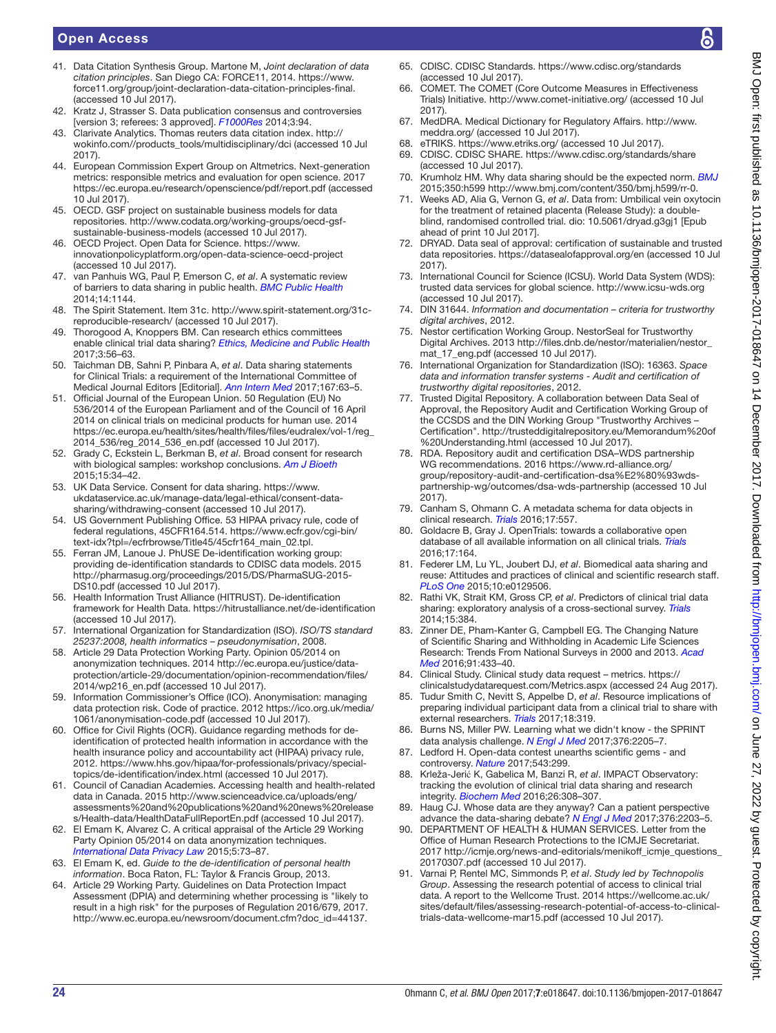41. Data Citation Synthesis Group. Martone M, *Joint declaration of data citation principles*. San Diego CA: FORCE11, 2014. https://www.force11.org/group/joint-declaration-data-citation-principles-final. (accessed 10 Jul 2017).
42. Kratz J, Strasser S. Data publication consensus and controversies [version 3; referees: 3 approved]. *F1000Res* 2014;3:94.
43. Clarivate Analytics. Thomas reuters data citation index. http://wokinfo.com//products_tools/multidisciplinary/dci (accessed 10 Jul 2017).
44. European Commission Expert Group on Altmetrics. Next-generation metrics: responsible metrics and evaluation for open science. 2017 https://ec.europa.eu/research/openscience/pdf/report.pdf (accessed 10 Jul 2017).
45. OECD. GSF project on sustainable business models for data repositories. http://www.codata.org/working-groups/oecd-gsf-sustainable-business-models (accessed 10 Jul 2017).
46. OECD Project. Open Data for Science. https://www.innovationpolicyplatform.org/open-data-science-oecd-project (accessed 10 Jul 2017).
47. van Panhuis WG, Paul P, Emerson C, *et al*. A systematic review of barriers to data sharing in public health. *BMC Public Health* 2014;14:1144.
48. The Spirit Statement. Item 31c. http://www.spirit-statement.org/31c-reproducible-research/ (accessed 10 Jul 2017).
49. Thorogood A, Knoppers BM. Can research ethics committees enable clinical trial data sharing? *Ethics, Medicine and Public Health* 2017;3:56–63.
50. Taichman DB, Sahni P, Pinbara A, *et al*. Data sharing statements for Clinical Trials: a requirement of the International Committee of Medical Journal Editors [Editorial]. *Ann Intern Med* 2017;167:63–5.
51. Official Journal of the European Union. 50 Regulation (EU) No 536/2014 of the European Parliament and of the Council of 16 April 2014 on clinical trials on medicinal products for human use. 2014 https://ec.europa.eu/health/sites/health/files/files/eudralex/vol-1/reg_2014_536/reg_2014_536_en.pdf (accessed 10 Jul 2017).
52. Grady C, Eckstein L, Berkman B, *et al*. Broad consent for research with biological samples: workshop conclusions. *Am J Bioeth* 2015;15:34–42.
53. UK Data Service. Consent for data sharing. https://www.ukdataservice.ac.uk/manage-data/legal-ethical/consent-data-sharing/withdrawing-consent (accessed 10 Jul 2017).
54. US Government Publishing Office. 53 HIPAA privacy rule, code of federal regulations, 45CFR164.514. https://www.ecfr.gov/cgi-bin/text-idx?tpl=/ecfrbrowse/Title45/45cfr164_main_02.tpl.
55. Ferran JM, Lanoue J. PhUSE De-identification working group: providing de-identification standards to CDISC data models. 2015 http://pharmasug.org/proceedings/2015/DS/PharmaSUG-2015-DS10.pdf (accessed 10 Jul 2017).
56. Health Information Trust Alliance (HITRUST). De-identification framework for Health Data. https://hitrustalliance.net/de-identification (accessed 10 Jul 2017).
57. International Organization for Standardization (ISO). *ISO/TS standard 25237:2008, health informatics – pseudonymisation*, 2008.
58. Article 29 Data Protection Working Party. Opinion 05/2014 on anonymization techniques. 2014 http://ec.europa.eu/justice/data-protection/article-29/documentation/opinion-recommendation/files/2014/wp216_en.pdf (accessed 10 Jul 2017).
59. Information Commissioner's Office (ICO). Anonymisation: managing data protection risk. Code of practice. 2012 https://ico.org.uk/media/1061/anonymisation-code.pdf (accessed 10 Jul 2017).
60. Office for Civil Rights (OCR). Guidance regarding methods for de-identification of protected health information in accordance with the health insurance policy and accountability act (HIPAA) privacy rule, 2012. https://www.hhs.gov/hipaa/for-professionals/privacy/special-topics/de-identification/index.html (accessed 10 Jul 2017).
61. Council of Canadian Academies. Accessing health and health-related data in Canada. 2015 http://www.scienceadvice.ca/uploads/eng/assessments%20and%20publications%20and%20news%20releases/Health-data/HealthDataFullReportEn.pdf (accessed 10 Jul 2017).
62. El Emam K, Alvarez C. A critical appraisal of the Article 29 Working Party Opinion 05/2014 on data anonymization techniques. *International Data Privacy Law* 2015;5:73–87.
63. El Emam K, ed. *Guide to the de-identification of personal health information*. Boca Raton, FL: Taylor & Francis Group, 2013.
64. Article 29 Working Party. Guidelines on Data Protection Impact Assessment (DPIA) and determining whether processing is "likely to result in a high risk" for the purposes of Regulation 2016/679, 2017. http://www.ec.europa.eu/newsroom/document.cfm?doc_id=44137.
65. CDISC. CDISC Standards. https://www.cdisc.org/standards (accessed 10 Jul 2017).
66. COMET. The COMET (Core Outcome Measures in Effectiveness Trials) Initiative. http://www.comet-initiative.org/ (accessed 10 Jul 2017).
67. MedDRA. Medical Dictionary for Regulatory Affairs. http://www.meddra.org/ (accessed 10 Jul 2017).
68. eTRIKS. https://www.etriks.org/ (accessed 10 Jul 2017).
69. CDISC. CDISC SHARE. https://www.cdisc.org/standards/share (accessed 10 Jul 2017).
70. Krumholz HM. Why data sharing should be the expected norm. *BMJ* 2015;350:h599 http://www.bmj.com/content/350/bmj.h599/rr-0.
71. Weeks AD, Alia G, Vernon G, *et al*. Data from: Umbilical vein oxytocin for the treatment of retained placenta (Release Study): a double-blind, randomised controlled trial. dio: 10.5061/dryad.g3gj1 [Epub ahead of print 10 Jul 2017].
72. DRYAD. Data seal of approval: certification of sustainable and trusted data repositories. https://datasealofapproval.org/en (accessed 10 Jul 2017).
73. International Council for Science (ICSU). World Data System (WDS): trusted data services for global science. http://www.icsu-wds.org (accessed 10 Jul 2017).
74. DIN 31644. *Information and documentation – criteria for trustworthy digital archives*, 2012.
75. Nestor certification Working Group. NestorSeal for Trustworthy Digital Archives. 2013 http://files.dnb.de/nestor/materialien/nestor_mat_17_eng.pdf (accessed 10 Jul 2017).
76. International Organization for Standardization (ISO): 16363. *Space data and information transfer systems - Audit and certification of trustworthy digital repositories*, 2012.
77. Trusted Digital Repository. A collaboration between Data Seal of Approval, the Repository Audit and Certification Working Group of the CCSDS and the DIN Working Group "Trustworthy Archives – Certification". http://trusteddigitalrepository.eu/Memorandum%20of%20Understanding.html (accessed 10 Jul 2017).
78. RDA. Repository audit and certification DSA–WDS partnership WG recommendations. 2016 https://www.rd-alliance.org/group/repository-audit-and-certification-dsa%E2%80%93wds-partnership-wg/outcomes/dsa-wds-partnership (accessed 10 Jul 2017).
79. Canham S, Ohmann C. A metadata schema for data objects in clinical research. *Trials* 2016;17:557.
80. Goldacre B, Gray J. OpenTrials: towards a collaborative open database of all available information on all clinical trials. *Trials* 2016;17:164.
81. Federer LM, Lu YL, Joubert DJ, *et al*. Biomedical aata sharing and reuse: Attitudes and practices of clinical and scientific research staff. *PLoS One* 2015;10:e0129506.
82. Rathi VK, Strait KM, Gross CP, *et al*. Predictors of clinical trial data sharing: exploratory analysis of a cross-sectional survey. *Trials* 2014;15:384.
83. Zinner DE, Pham-Kanter G, Campbell EG. The Changing Nature of Scientific Sharing and Withholding in Academic Life Sciences Research: Trends From National Surveys in 2000 and 2013. *Acad Med* 2016;91:433–40.
84. Clinical Study. Clinical study data request – metrics. https://clinicalstudydatarequest.com/Metrics.aspx (accessed 24 Aug 2017).
85. Tudur Smith C, Nevitt S, Appelbe D, *et al*. Resource implications of preparing individual participant data from a clinical trial to share with external researchers. *Trials* 2017;18:319.
86. Burns NS, Miller PW. Learning what we didn't know - the SPRINT data analysis challenge. *N Engl J Med* 2017;376:2205–7.
87. Ledford H. Open-data contest unearths scientific gems - and controversy. *Nature* 2017;543:299.
88. Krleža-Jerić K, Gabelica M, Banzi R, *et al*. IMPACT Observatory: tracking the evolution of clinical trial data sharing and research integrity. *Biochem Med* 2016;26:308–307.
89. Haug CJ. Whose data are they anyway? Can a patient perspective advance the data-sharing debate? *N Engl J Med* 2017;376:2203–5.
90. DEPARTMENT OF HEALTH & HUMAN SERVICES. Letter from the Office of Human Research Protections to the ICMJE Secretariat. 2017 http://icmje.org/news-and-editorials/menikoff_icmje_questions_20170307.pdf (accessed 10 Jul 2017).
91. Varnai P, Rentel MC, Simmonds P, *et al*. *Study led by Technopolis Group*. Assessing the research potential of access to clinical trial data. A report to the Wellcome Trust. 2014 https://wellcome.ac.uk/sites/default/files/assessing-research-potential-of-access-to-clinical-trials-data-wellcome-mar15.pdf (accessed 10 Jul 2017).